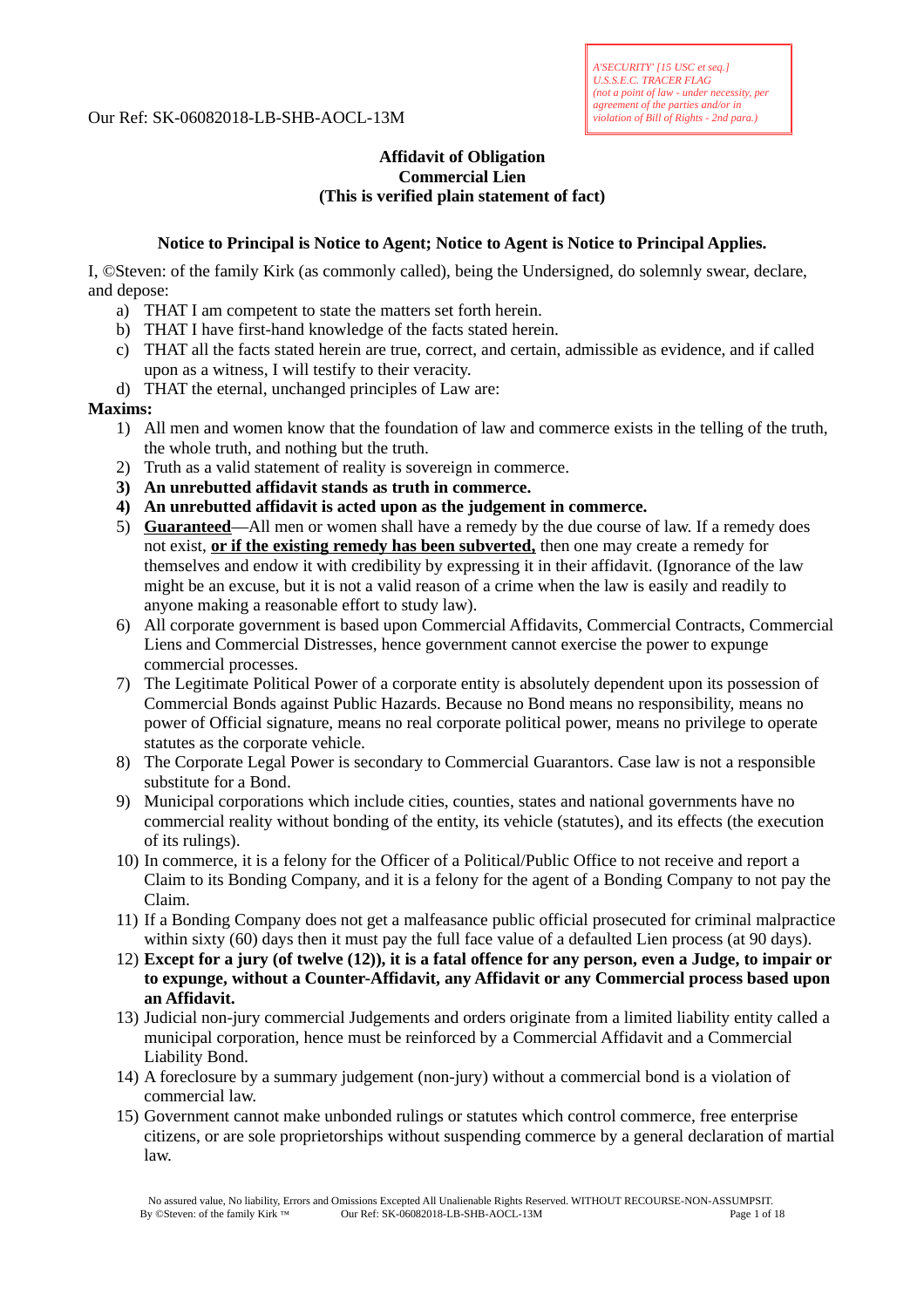Our Ref: SK-06082018-LB-SHB-AOCL-13M

*A'SECURITY' [15 USC et seq.]*
*U.S.S.E.C. TRACER FLAG*
*(not a point of law - under necessity, per agreement of the parties and/or in violation of Bill of Rights - 2nd para.)*

**Affidavit of Obligation**
**Commercial Lien**
**(This is verified plain statement of fact)**

**Notice to Principal is Notice to Agent; Notice to Agent is Notice to Principal Applies.**

I, ©Steven: of the family Kirk (as commonly called), being the Undersigned, do solemnly swear, declare, and depose:

a) THAT I am competent to state the matters set forth herein.
b) THAT I have first-hand knowledge of the facts stated herein.
c) THAT all the facts stated herein are true, correct, and certain, admissible as evidence, and if called upon as a witness, I will testify to their veracity.
d) THAT the eternal, unchanged principles of Law are:

**Maxims:**

1) All men and women know that the foundation of law and commerce exists in the telling of the truth, the whole truth, and nothing but the truth.
2) Truth as a valid statement of reality is sovereign in commerce.
3) **An unrebutted affidavit stands as truth in commerce.**
4) **An unrebutted affidavit is acted upon as the judgement in commerce.**
5) **Guaranteed**—All men or women shall have a remedy by the due course of law. If a remedy does not exist, **or if the existing remedy has been subverted,** then one may create a remedy for themselves and endow it with credibility by expressing it in their affidavit. (Ignorance of the law might be an excuse, but it is not a valid reason of a crime when the law is easily and readily to anyone making a reasonable effort to study law).
6) All corporate government is based upon Commercial Affidavits, Commercial Contracts, Commercial Liens and Commercial Distresses, hence government cannot exercise the power to expunge commercial processes.
7) The Legitimate Political Power of a corporate entity is absolutely dependent upon its possession of Commercial Bonds against Public Hazards. Because no Bond means no responsibility, means no power of Official signature, means no real corporate political power, means no privilege to operate statutes as the corporate vehicle.
8) The Corporate Legal Power is secondary to Commercial Guarantors. Case law is not a responsible substitute for a Bond.
9) Municipal corporations which include cities, counties, states and national governments have no commercial reality without bonding of the entity, its vehicle (statutes), and its effects (the execution of its rulings).
10) In commerce, it is a felony for the Officer of a Political/Public Office to not receive and report a Claim to its Bonding Company, and it is a felony for the agent of a Bonding Company to not pay the Claim.
11) If a Bonding Company does not get a malfeasance public official prosecuted for criminal malpractice within sixty (60) days then it must pay the full face value of a defaulted Lien process (at 90 days).
12) **Except for a jury (of twelve (12)), it is a fatal offence for any person, even a Judge, to impair or to expunge, without a Counter-Affidavit, any Affidavit or any Commercial process based upon an Affidavit.**
13) Judicial non-jury commercial Judgements and orders originate from a limited liability entity called a municipal corporation, hence must be reinforced by a Commercial Affidavit and a Commercial Liability Bond.
14) A foreclosure by a summary judgement (non-jury) without a commercial bond is a violation of commercial law.
15) Government cannot make unbonded rulings or statutes which control commerce, free enterprise citizens, or are sole proprietorships without suspending commerce by a general declaration of martial law.

No assured value, No liability, Errors and Omissions Excepted All Unalienable Rights Reserved. WITHOUT RECOURSE-NON-ASSUMPSIT.
By ©Steven: of the family Kirk ™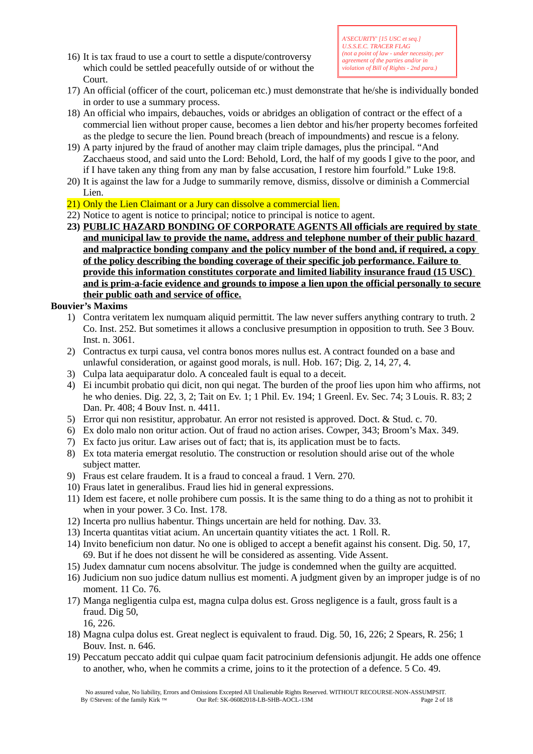*A'SECURITY' [15 USC et seq.]*
*U.S.S.E.C. TRACER FLAG*
*(not a point of law - under necessity, per agreement of the parties and/or in violation of Bill of Rights - 2nd para.)*

16) It is tax fraud to use a court to settle a dispute/controversy which could be settled peacefully outside of or without the Court.
17) An official (officer of the court, policeman etc.) must demonstrate that he/she is individually bonded in order to use a summary process.
18) An official who impairs, debauches, voids or abridges an obligation of contract or the effect of a commercial lien without proper cause, becomes a lien debtor and his/her property becomes forfeited as the pledge to secure the lien. Pound breach (breach of impoundments) and rescue is a felony.
19) A party injured by the fraud of another may claim triple damages, plus the principal. "And Zacchaeus stood, and said unto the Lord: Behold, Lord, the half of my goods I give to the poor, and if I have taken any thing from any man by false accusation, I restore him fourfold." Luke 19:8.
20) It is against the law for a Judge to summarily remove, dismiss, dissolve or diminish a Commercial Lien.
21) Only the Lien Claimant or a Jury can dissolve a commercial lien.
22) Notice to agent is notice to principal; notice to principal is notice to agent.
23) **PUBLIC HAZARD BONDING OF CORPORATE AGENTS All officials are required by state and municipal law to provide the name, address and telephone number of their public hazard and malpractice bonding company and the policy number of the bond and, if required, a copy of the policy describing the bonding coverage of their specific job performance. Failure to provide this information constitutes corporate and limited liability insurance fraud (15 USC) and is prim-a-facie evidence and grounds to impose a lien upon the official personally to secure their public oath and service of office.**

**Bouvier's Maxims**

1) Contra veritatem lex numquam aliquid permittit. The law never suffers anything contrary to truth. 2 Co. Inst. 252. But sometimes it allows a conclusive presumption in opposition to truth. See 3 Bouv. Inst. n. 3061.
2) Contractus ex turpi causa, vel contra bonos mores nullus est. A contract founded on a base and unlawful consideration, or against good morals, is null. Hob. 167; Dig. 2, 14, 27, 4.
3) Culpa lata aequiparatur dolo. A concealed fault is equal to a deceit.
4) Ei incumbit probatio qui dicit, non qui negat. The burden of the proof lies upon him who affirms, not he who denies. Dig. 22, 3, 2; Tait on Ev. 1; 1 Phil. Ev. 194; 1 Greenl. Ev. Sec. 74; 3 Louis. R. 83; 2 Dan. Pr. 408; 4 Bouv Inst. n. 4411.
5) Error qui non resistitur, approbatur. An error not resisted is approved. Doct. & Stud. c. 70.
6) Ex dolo malo non oritur action. Out of fraud no action arises. Cowper, 343; Broom's Max. 349.
7) Ex facto jus oritur. Law arises out of fact; that is, its application must be to facts.
8) Ex tota materia emergat resolutio. The construction or resolution should arise out of the whole subject matter.
9) Fraus est celare fraudem. It is a fraud to conceal a fraud. 1 Vern. 270.
10) Fraus latet in generalibus. Fraud lies hid in general expressions.
11) Idem est facere, et nolle prohibere cum possis. It is the same thing to do a thing as not to prohibit it when in your power. 3 Co. Inst. 178.
12) Incerta pro nullius habentur. Things uncertain are held for nothing. Dav. 33.
13) Incerta quantitas vitiat acium. An uncertain quantity vitiates the act. 1 Roll. R.
14) Invito beneficium non datur. No one is obliged to accept a benefit against his consent. Dig. 50, 17, 69. But if he does not dissent he will be considered as assenting. Vide Assent.
15) Judex damnatur cum nocens absolvitur. The judge is condemned when the guilty are acquitted.
16) Judicium non suo judice datum nullius est momenti. A judgment given by an improper judge is of no moment. 11 Co. 76.
17) Manga negligentia culpa est, magna culpa dolus est. Gross negligence is a fault, gross fault is a fraud. Dig 50, 16, 226.
18) Magna culpa dolus est. Great neglect is equivalent to fraud. Dig. 50, 16, 226; 2 Spears, R. 256; 1 Bouv. Inst. n. 646.
19) Peccatum peccato addit qui culpae quam facit patrocinium defensionis adjungit. He adds one offence to another, who, when he commits a crime, joins to it the protection of a defence. 5 Co. 49.

No assured value, No liability, Errors and Omissions Excepted All Unalienable Rights Reserved. WITHOUT RECOURSE-NON-ASSUMPSIT.
By ©Steven: of the family Kirk ™ Our Ref: SK-06082018-LB-SHB-AOCL-13M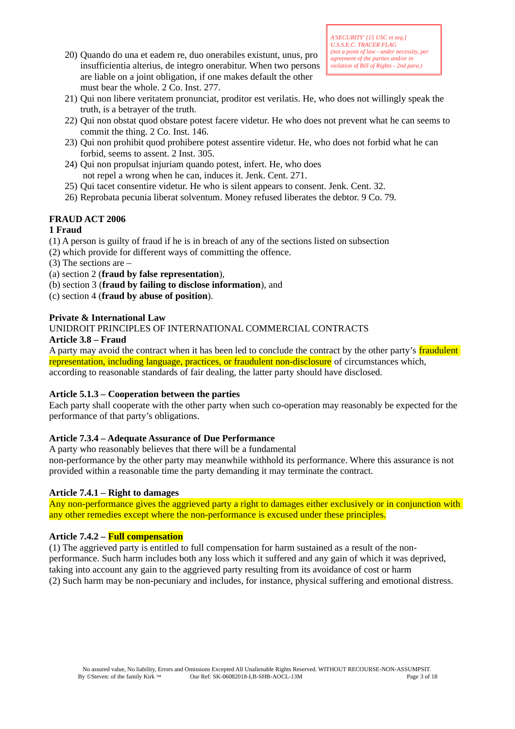A'SECURITY' [15 USC et seq.]
U.S.S.E.C. TRACER FLAG
(not a point of law - under necessity, per agreement of the parties and/or in violation of Bill of Rights - 2nd para.)

20) Quando do una et eadem re, duo onerabiles existunt, unus, pro insufficientia alterius, de integro onerabitur. When two persons are liable on a joint obligation, if one makes default the other must bear the whole. 2 Co. Inst. 277.
21) Qui non libere veritatem pronunciat, proditor est verilatis. He, who does not willingly speak the truth, is a betrayer of the truth.
22) Qui non obstat quod obstare potest facere videtur. He who does not prevent what he can seems to commit the thing. 2 Co. Inst. 146.
23) Qui non prohibit quod prohibere potest assentire videtur. He, who does not forbid what he can forbid, seems to assent. 2 Inst. 305.
24) Qui non propulsat injuriam quando potest, infert. He, who does not repel a wrong when he can, induces it. Jenk. Cent. 271.
25) Qui tacet consentire videtur. He who is silent appears to consent. Jenk. Cent. 32.
26) Reprobata pecunia liberat solventum. Money refused liberates the debtor. 9 Co. 79.

**FRAUD ACT 2006**
**1 Fraud**
(1) A person is guilty of fraud if he is in breach of any of the sections listed on subsection
(2) which provide for different ways of committing the offence.
(3) The sections are –
(a) section 2 (**fraud by false representation**),
(b) section 3 (**fraud by failing to disclose information**), and
(c) section 4 (**fraud by abuse of position**).

**Private & International Law**
UNIDROIT PRINCIPLES OF INTERNATIONAL COMMERCIAL CONTRACTS
**Article 3.8 – Fraud**
A party may avoid the contract when it has been led to conclude the contract by the other party's fraudulent representation, including language, practices, or fraudulent non-disclosure of circumstances which, according to reasonable standards of fair dealing, the latter party should have disclosed.

**Article 5.1.3 – Cooperation between the parties**
Each party shall cooperate with the other party when such co-operation may reasonably be expected for the performance of that party's obligations.

**Article 7.3.4 – Adequate Assurance of Due Performance**
A party who reasonably believes that there will be a fundamental non-performance by the other party may meanwhile withhold its performance. Where this assurance is not provided within a reasonable time the party demanding it may terminate the contract.

**Article 7.4.1 – Right to damages**
Any non-performance gives the aggrieved party a right to damages either exclusively or in conjunction with any other remedies except where the non-performance is excused under these principles.

**Article 7.4.2 – Full compensation**
(1) The aggrieved party is entitled to full compensation for harm sustained as a result of the non-performance. Such harm includes both any loss which it suffered and any gain of which it was deprived, taking into account any gain to the aggrieved party resulting from its avoidance of cost or harm
(2) Such harm may be non-pecuniary and includes, for instance, physical suffering and emotional distress.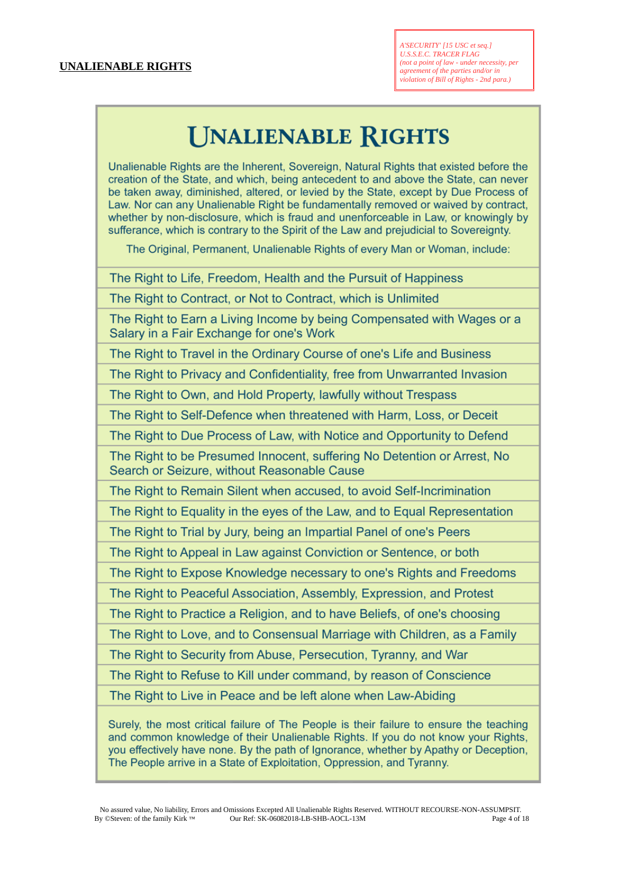**UNALIENABLE RIGHTS**

*A'SECURITY' [15 USC et seq.]*
*U.S.S.E.C. TRACER FLAG*
*(not a point of law - under necessity, per agreement of the parties and/or in violation of Bill of Rights - 2nd para.)*

# UNALIENABLE RIGHTS

Unalienable Rights are the Inherent, Sovereign, Natural Rights that existed before the creation of the State, and which, being antecedent to and above the State, can never be taken away, diminished, altered, or levied by the State, except by Due Process of Law. Nor can any Unalienable Right be fundamentally removed or waived by contract, whether by non-disclosure, which is fraud and unenforceable in Law, or knowingly by sufferance, which is contrary to the Spirit of the Law and prejudicial to Sovereignty.

The Original, Permanent, Unalienable Rights of every Man or Woman, include:

- The Right to Life, Freedom, Health and the Pursuit of Happiness
- The Right to Contract, or Not to Contract, which is Unlimited
- The Right to Earn a Living Income by being Compensated with Wages or a Salary in a Fair Exchange for one's Work
- The Right to Travel in the Ordinary Course of one's Life and Business
- The Right to Privacy and Confidentiality, free from Unwarranted Invasion
- The Right to Own, and Hold Property, lawfully without Trespass
- The Right to Self-Defence when threatened with Harm, Loss, or Deceit
- The Right to Due Process of Law, with Notice and Opportunity to Defend
- The Right to be Presumed Innocent, suffering No Detention or Arrest, No Search or Seizure, without Reasonable Cause
- The Right to Remain Silent when accused, to avoid Self-Incrimination
- The Right to Equality in the eyes of the Law, and to Equal Representation
- The Right to Trial by Jury, being an Impartial Panel of one's Peers
- The Right to Appeal in Law against Conviction or Sentence, or both
- The Right to Expose Knowledge necessary to one's Rights and Freedoms
- The Right to Peaceful Association, Assembly, Expression, and Protest
- The Right to Practice a Religion, and to have Beliefs, of one's choosing
- The Right to Love, and to Consensual Marriage with Children, as a Family
- The Right to Security from Abuse, Persecution, Tyranny, and War
- The Right to Refuse to Kill under command, by reason of Conscience
- The Right to Live in Peace and be left alone when Law-Abiding

Surely, the most critical failure of The People is their failure to ensure the teaching and common knowledge of their Unalienable Rights. If you do not know your Rights, you effectively have none. By the path of Ignorance, whether by Apathy or Deception, The People arrive in a State of Exploitation, Oppression, and Tyranny.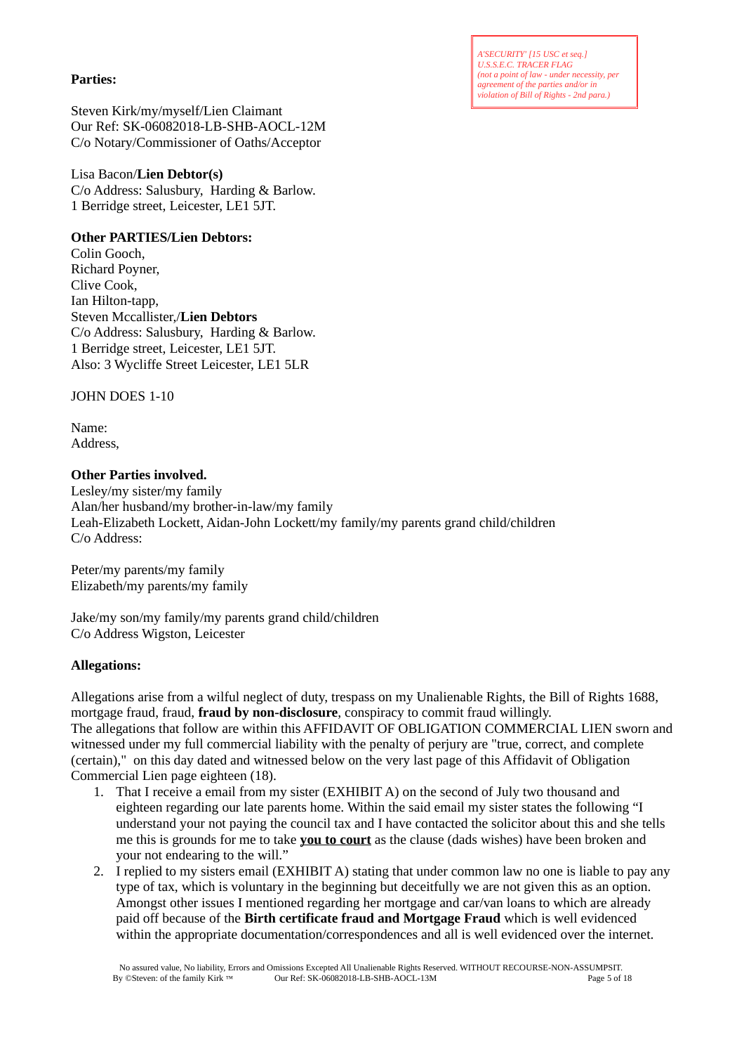*A'SECURITY' [15 USC et seq.]*
*U.S.S.E.C. TRACER FLAG*
*(not a point of law - under necessity, per agreement of the parties and/or in violation of Bill of Rights - 2nd para.)*

**Parties:**

Steven Kirk/my/myself/Lien Claimant
Our Ref: SK-06082018-LB-SHB-AOCL-12M
C/o Notary/Commissioner of Oaths/Acceptor

Lisa Bacon/**Lien Debtor(s)**
C/o Address: Salusbury, Harding & Barlow.
1 Berridge street, Leicester, LE1 5JT.

**Other PARTIES/Lien Debtors:**
Colin Gooch,
Richard Poyner,
Clive Cook,
Ian Hilton-tapp,
Steven Mccallister,/**Lien Debtors**
C/o Address: Salusbury, Harding & Barlow.
1 Berridge street, Leicester, LE1 5JT.
Also: 3 Wycliffe Street Leicester, LE1 5LR

JOHN DOES 1-10

Name:
Address,

**Other Parties involved.**
Lesley/my sister/my family
Alan/her husband/my brother-in-law/my family
Leah-Elizabeth Lockett, Aidan-John Lockett/my family/my parents grand child/children
C/o Address:

Peter/my parents/my family
Elizabeth/my parents/my family

Jake/my son/my family/my parents grand child/children
C/o Address Wigston, Leicester

**Allegations:**

Allegations arise from a wilful neglect of duty, trespass on my Unalienable Rights, the Bill of Rights 1688, mortgage fraud, fraud, **fraud by non-disclosure**, conspiracy to commit fraud willingly.
The allegations that follow are within this AFFIDAVIT OF OBLIGATION COMMERCIAL LIEN sworn and witnessed under my full commercial liability with the penalty of perjury are "true, correct, and complete (certain)," on this day dated and witnessed below on the very last page of this Affidavit of Obligation Commercial Lien page eighteen (18).

1. That I receive a email from my sister (EXHIBIT A) on the second of July two thousand and eighteen regarding our late parents home. Within the said email my sister states the following "I understand your not paying the council tax and I have contacted the solicitor about this and she tells me this is grounds for me to take **<u>you to court</u>** as the clause (dads wishes) have been broken and your not endearing to the will."
2. I replied to my sisters email (EXHIBIT A) stating that under common law no one is liable to pay any type of tax, which is voluntary in the beginning but deceitfully we are not given this as an option. Amongst other issues I mentioned regarding her mortgage and car/van loans to which are already paid off because of the **Birth certificate fraud and Mortgage Fraud** which is well evidenced within the appropriate documentation/correspondences and all is well evidenced over the internet.

No assured value, No liability, Errors and Omissions Excepted All Unalienable Rights Reserved. WITHOUT RECOURSE-NON-ASSUMPSIT.
By ©Steven: of the family Kirk ™ Our Ref: SK-06082018-LB-SHB-AOCL-13M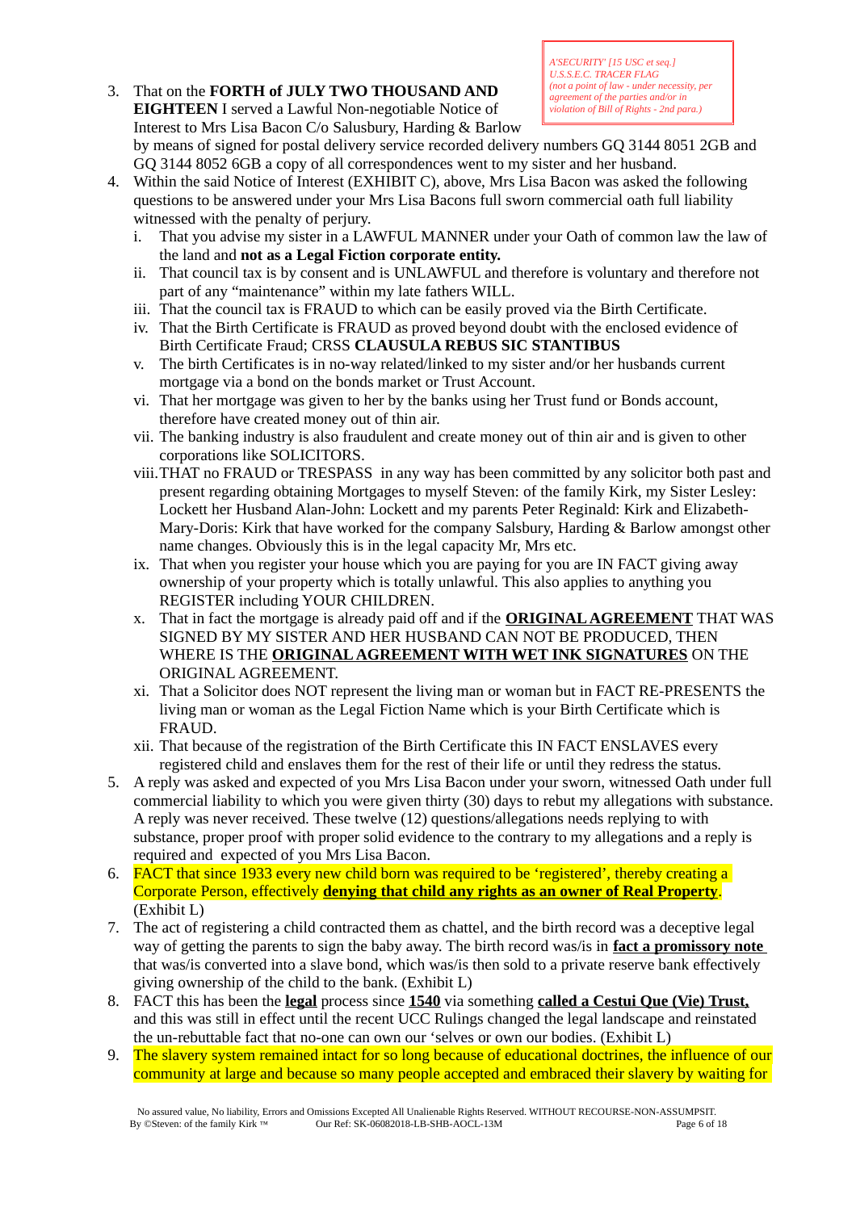> *A'SECURITY' [15 USC et seq.]*
> *U.S.S.E.C. TRACER FLAG*
> *(not a point of law - under necessity, per agreement of the parties and/or in violation of Bill of Rights - 2nd para.)*

3. That on the **FORTH of JULY TWO THOUSAND AND EIGHTEEN** I served a Lawful Non-negotiable Notice of Interest to Mrs Lisa Bacon C/o Salusbury, Harding & Barlow by means of signed for postal delivery service recorded delivery numbers GQ 3144 8051 2GB and GQ 3144 8052 6GB a copy of all correspondences went to my sister and her husband.
4. Within the said Notice of Interest (EXHIBIT C), above, Mrs Lisa Bacon was asked the following questions to be answered under your Mrs Lisa Bacons full sworn commercial oath full liability witnessed with the penalty of perjury.
   i. That you advise my sister in a LAWFUL MANNER under your Oath of common law the law of the land and **not as a Legal Fiction corporate entity.**
   ii. That council tax is by consent and is UNLAWFUL and therefore is voluntary and therefore not part of any "maintenance" within my late fathers WILL.
   iii. That the council tax is FRAUD to which can be easily proved via the Birth Certificate.
   iv. That the Birth Certificate is FRAUD as proved beyond doubt with the enclosed evidence of Birth Certificate Fraud; CRSS **CLAUSULA REBUS SIC STANTIBUS**
   v. The birth Certificates is in no-way related/linked to my sister and/or her husbands current mortgage via a bond on the bonds market or Trust Account.
   vi. That her mortgage was given to her by the banks using her Trust fund or Bonds account, therefore have created money out of thin air.
   vii. The banking industry is also fraudulent and create money out of thin air and is given to other corporations like SOLICITORS.
   viii. THAT no FRAUD or TRESPASS in any way has been committed by any solicitor both past and present regarding obtaining Mortgages to myself Steven: of the family Kirk, my Sister Lesley: Lockett her Husband Alan-John: Lockett and my parents Peter Reginald: Kirk and Elizabeth-Mary-Doris: Kirk that have worked for the company Salsbury, Harding & Barlow amongst other name changes. Obviously this is in the legal capacity Mr, Mrs etc.
   ix. That when you register your house which you are paying for you are IN FACT giving away ownership of your property which is totally unlawful. This also applies to anything you REGISTER including YOUR CHILDREN.
   x. That in fact the mortgage is already paid off and if the **<u>ORIGINAL AGREEMENT</u>** THAT WAS SIGNED BY MY SISTER AND HER HUSBAND CAN NOT BE PRODUCED, THEN WHERE IS THE **<u>ORIGINAL AGREEMENT WITH WET INK SIGNATURES</u>** ON THE ORIGINAL AGREEMENT.
   xi. That a Solicitor does NOT represent the living man or woman but in FACT RE-PRESENTS the living man or woman as the Legal Fiction Name which is your Birth Certificate which is FRAUD.
   xii. That because of the registration of the Birth Certificate this IN FACT ENSLAVES every registered child and enslaves them for the rest of their life or until they redress the status.
5. A reply was asked and expected of you Mrs Lisa Bacon under your sworn, witnessed Oath under full commercial liability to which you were given thirty (30) days to rebut my allegations with substance. A reply was never received. These twelve (12) questions/allegations needs replying to with substance, proper proof with proper solid evidence to the contrary to my allegations and a reply is required and expected of you Mrs Lisa Bacon.
6. FACT that since 1933 every new child born was required to be 'registered', thereby creating a Corporate Person, effectively **<u>denying that child any rights as an owner of Real Property</u>**. (Exhibit L)
7. The act of registering a child contracted them as chattel, and the birth record was a deceptive legal way of getting the parents to sign the baby away. The birth record was/is in **<u>fact a promissory note</u>** that was/is converted into a slave bond, which was/is then sold to a private reserve bank effectively giving ownership of the child to the bank. (Exhibit L)
8. FACT this has been the **<u>legal</u>** process since **<u>1540</u>** via something **<u>called a Cestui Que (Vie) Trust,</u>** and this was still in effect until the recent UCC Rulings changed the legal landscape and reinstated the un-rebuttable fact that no-one can own our 'selves or own our bodies. (Exhibit L)
9. The slavery system remained intact for so long because of educational doctrines, the influence of our community at large and because so many people accepted and embraced their slavery by waiting for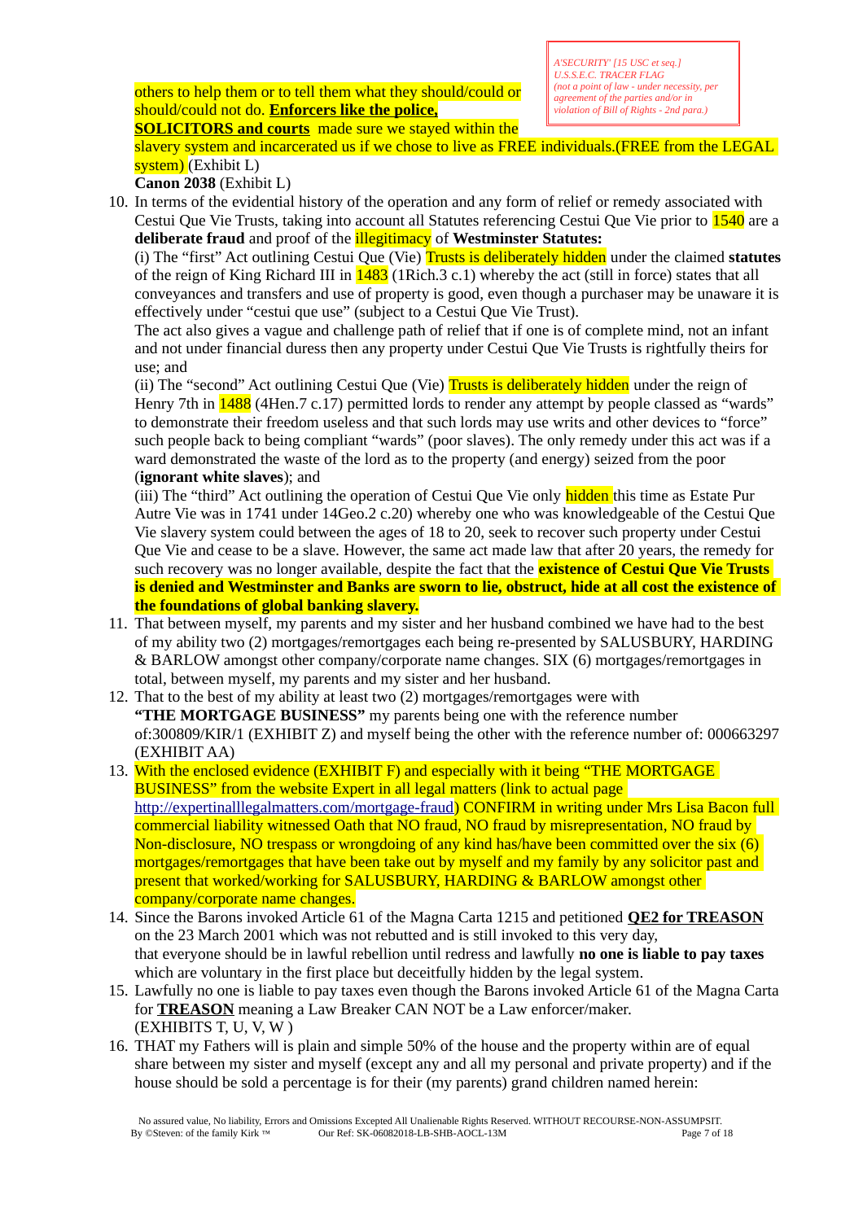*A'SECURITY' [15 USC et seq.]*
*U.S.S.E.C. TRACER FLAG*
*(not a point of law - under necessity, per agreement of the parties and/or in violation of Bill of Rights - 2nd para.)*

others to help them or to tell them what they should/could or should/could not do. **Enforcers like the police, SOLICITORS and courts** made sure we stayed within the slavery system and incarcerated us if we chose to live as FREE individuals.(FREE from the LEGAL system) (Exhibit L)
**Canon 2038** (Exhibit L)

10. In terms of the evidential history of the operation and any form of relief or remedy associated with Cestui Que Vie Trusts, taking into account all Statutes referencing Cestui Que Vie prior to 1540 are a **deliberate fraud** and proof of the illegitimacy of **Westminster Statutes:**
(i) The "first" Act outlining Cestui Que (Vie) Trusts is deliberately hidden under the claimed **statutes** of the reign of King Richard III in 1483 (1Rich.3 c.1) whereby the act (still in force) states that all conveyances and transfers and use of property is good, even though a purchaser may be unaware it is effectively under "cestui que use" (subject to a Cestui Que Vie Trust).
The act also gives a vague and challenge path of relief that if one is of complete mind, not an infant and not under financial duress then any property under Cestui Que Vie Trusts is rightfully theirs for use; and
(ii) The "second" Act outlining Cestui Que (Vie) Trusts is deliberately hidden under the reign of Henry 7th in 1488 (4Hen.7 c.17) permitted lords to render any attempt by people classed as "wards" to demonstrate their freedom useless and that such lords may use writs and other devices to "force" such people back to being compliant "wards" (poor slaves). The only remedy under this act was if a ward demonstrated the waste of the lord as to the property (and energy) seized from the poor (**ignorant white slaves**); and
(iii) The "third" Act outlining the operation of Cestui Que Vie only hidden this time as Estate Pur Autre Vie was in 1741 under 14Geo.2 c.20) whereby one who was knowledgeable of the Cestui Que Vie slavery system could between the ages of 18 to 20, seek to recover such property under Cestui Que Vie and cease to be a slave. However, the same act made law that after 20 years, the remedy for such recovery was no longer available, despite the fact that the **existence of Cestui Que Vie Trusts is denied and Westminster and Banks are sworn to lie, obstruct, hide at all cost the existence of the foundations of global banking slavery.**
11. That between myself, my parents and my sister and her husband combined we have had to the best of my ability two (2) mortgages/remortgages each being re-presented by SALUSBURY, HARDING & BARLOW amongst other company/corporate name changes. SIX (6) mortgages/remortgages in total, between myself, my parents and my sister and her husband.
12. That to the best of my ability at least two (2) mortgages/remortgages were with **"THE MORTGAGE BUSINESS"** my parents being one with the reference number of:300809/KIR/1 (EXHIBIT Z) and myself being the other with the reference number of: 000663297 (EXHIBIT AA)
13. With the enclosed evidence (EXHIBIT F) and especially with it being "THE MORTGAGE BUSINESS" from the website Expert in all legal matters (link to actual page http://expertinalllegalmatters.com/mortgage-fraud) CONFIRM in writing under Mrs Lisa Bacon full commercial liability witnessed Oath that NO fraud, NO fraud by misrepresentation, NO fraud by Non-disclosure, NO trespass or wrongdoing of any kind has/have been committed over the six (6) mortgages/remortgages that have been take out by myself and my family by any solicitor past and present that worked/working for SALUSBURY, HARDING & BARLOW amongst other company/corporate name changes.
14. Since the Barons invoked Article 61 of the Magna Carta 1215 and petitioned **QE2 for TREASON** on the 23 March 2001 which was not rebutted and is still invoked to this very day, that everyone should be in lawful rebellion until redress and lawfully **no one is liable to pay taxes** which are voluntary in the first place but deceitfully hidden by the legal system.
15. Lawfully no one is liable to pay taxes even though the Barons invoked Article 61 of the Magna Carta for **TREASON** meaning a Law Breaker CAN NOT be a Law enforcer/maker. (EXHIBITS T, U, V, W )
16. THAT my Fathers will is plain and simple 50% of the house and the property within are of equal share between my sister and myself (except any and all my personal and private property) and if the house should be sold a percentage is for their (my parents) grand children named herein:

No assured value, No liability, Errors and Omissions Excepted All Unalienable Rights Reserved. WITHOUT RECOURSE-NON-ASSUMPSIT.
By ©Steven: of the family Kirk ™ Our Ref: SK-06082018-LB-SHB-AOCL-13M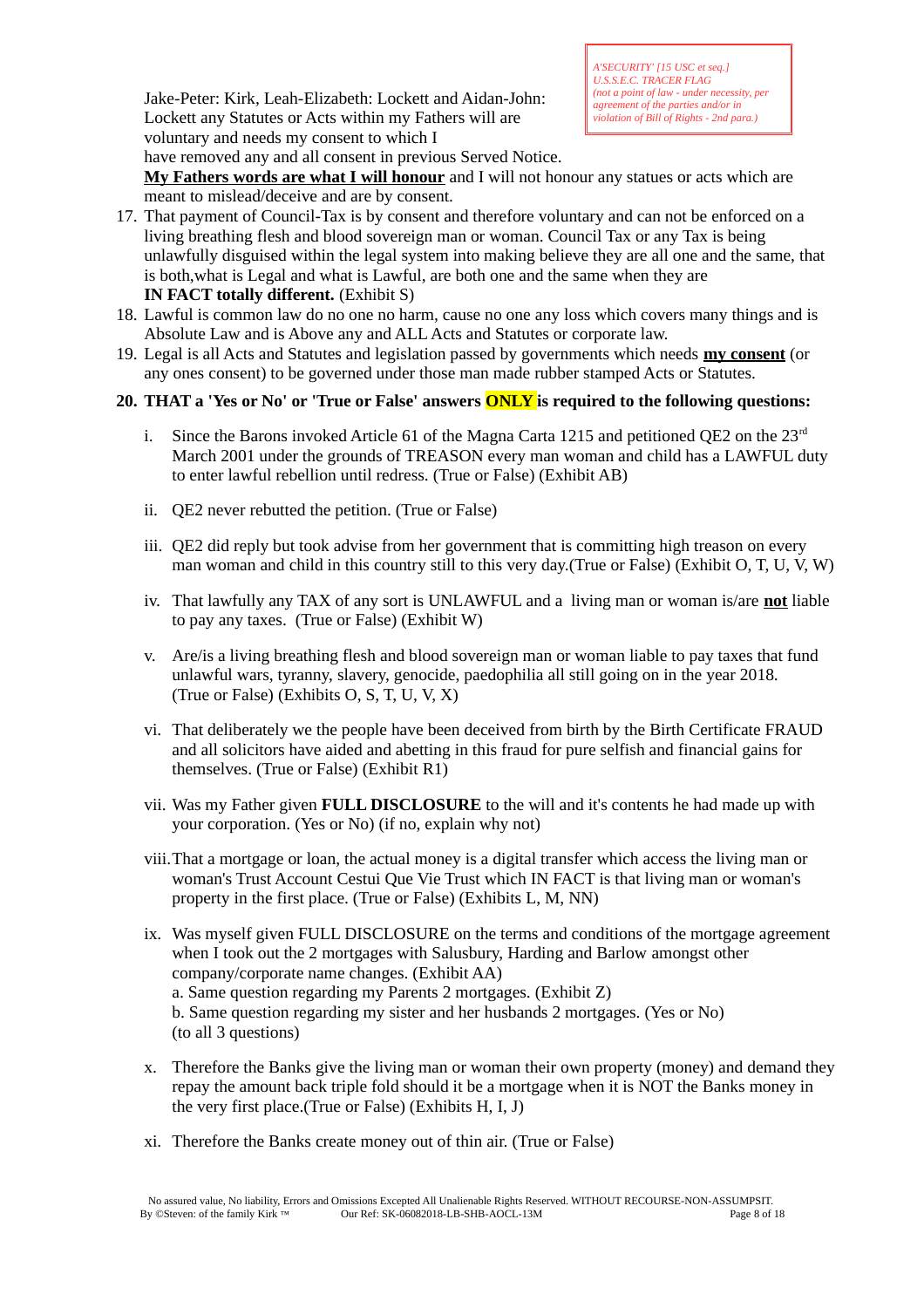*A'SECURITY' [15 USC et seq.]*
*U.S.S.E.C. TRACER FLAG*
*(not a point of law - under necessity, per agreement of the parties and/or in violation of Bill of Rights - 2nd para.)*

Jake-Peter: Kirk, Leah-Elizabeth: Lockett and Aidan-John: Lockett any Statutes or Acts within my Fathers will are voluntary and needs my consent to which I have removed any and all consent in previous Served Notice.
**<u>My Fathers words are what I will honour</u>** and I will not honour any statues or acts which are meant to mislead/deceive and are by consent.

17. That payment of Council-Tax is by consent and therefore voluntary and can not be enforced on a living breathing flesh and blood sovereign man or woman. Council Tax or any Tax is being unlawfully disguised within the legal system into making believe they are all one and the same, that is both,what is Legal and what is Lawful, are both one and the same when they are **IN FACT totally different.** (Exhibit S)
18. Lawful is common law do no one no harm, cause no one any loss which covers many things and is Absolute Law and is Above any and ALL Acts and Statutes or corporate law.
19. Legal is all Acts and Statutes and legislation passed by governments which needs **<u>my consent</u>** (or any ones consent) to be governed under those man made rubber stamped Acts or Statutes.
20. **THAT a 'Yes or No' or 'True or False' answers ONLY is required to the following questions:**

    i. Since the Barons invoked Article 61 of the Magna Carta 1215 and petitioned QE2 on the 23rd March 2001 under the grounds of TREASON every man woman and child has a LAWFUL duty to enter lawful rebellion until redress. (True or False) (Exhibit AB)

    ii. QE2 never rebutted the petition. (True or False)

    iii. QE2 did reply but took advise from her government that is committing high treason on every man woman and child in this country still to this very day.(True or False) (Exhibit O, T, U, V, W)

    iv. That lawfully any TAX of any sort is UNLAWFUL and a living man or woman is/are **<u>not</u>** liable to pay any taxes. (True or False) (Exhibit W)

    v. Are/is a living breathing flesh and blood sovereign man or woman liable to pay taxes that fund unlawful wars, tyranny, slavery, genocide, paedophilia all still going on in the year 2018. (True or False) (Exhibits O, S, T, U, V, X)

    vi. That deliberately we the people have been deceived from birth by the Birth Certificate FRAUD and all solicitors have aided and abetting in this fraud for pure selfish and financial gains for themselves. (True or False) (Exhibit R1)

    vii. Was my Father given **FULL DISCLOSURE** to the will and it's contents he had made up with your corporation. (Yes or No) (if no, explain why not)

    viii. That a mortgage or loan, the actual money is a digital transfer which access the living man or woman's Trust Account Cestui Que Vie Trust which IN FACT is that living man or woman's property in the first place. (True or False) (Exhibits L, M, NN)

    ix. Was myself given FULL DISCLOSURE on the terms and conditions of the mortgage agreement when I took out the 2 mortgages with Salusbury, Harding and Barlow amongst other company/corporate name changes. (Exhibit AA)
    a. Same question regarding my Parents 2 mortgages. (Exhibit Z)
    b. Same question regarding my sister and her husbands 2 mortgages. (Yes or No) (to all 3 questions)

    x. Therefore the Banks give the living man or woman their own property (money) and demand they repay the amount back triple fold should it be a mortgage when it is NOT the Banks money in the very first place.(True or False) (Exhibits H, I, J)

    xi. Therefore the Banks create money out of thin air. (True or False)

No assured value, No liability, Errors and Omissions Excepted All Unalienable Rights Reserved. WITHOUT RECOURSE-NON-ASSUMPSIT.
By ©Steven: of the family Kirk ™ Our Ref: SK-06082018-LB-SHB-AOCL-13M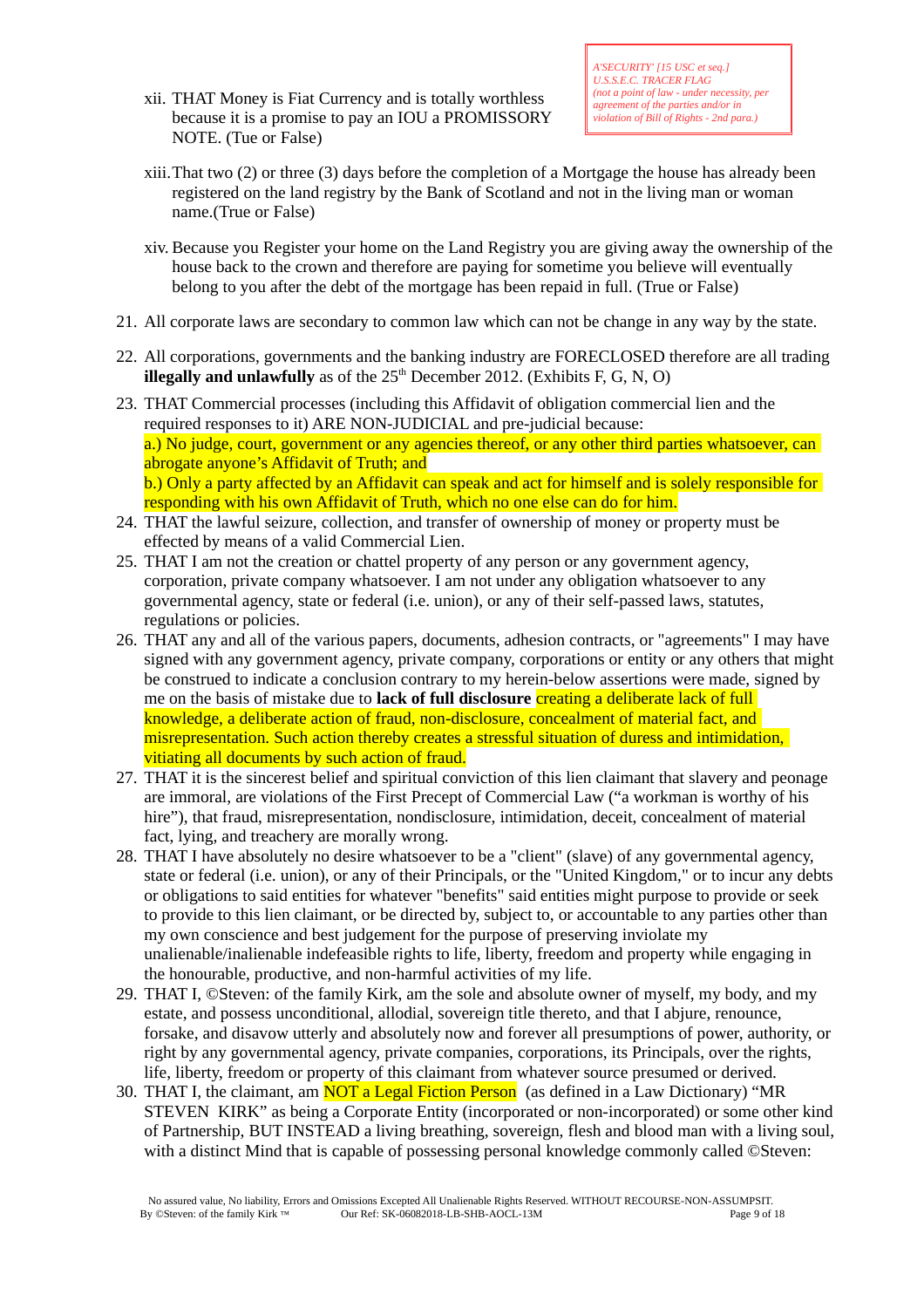> *A'SECURITY' [15 USC et seq.]*
> *U.S.S.E.C. TRACER FLAG*
> *(not a point of law - under necessity, per agreement of the parties and/or in violation of Bill of Rights - 2nd para.)*

xii. THAT Money is Fiat Currency and is totally worthless because it is a promise to pay an IOU a PROMISSORY NOTE. (Tue or False)

xiii. That two (2) or three (3) days before the completion of a Mortgage the house has already been registered on the land registry by the Bank of Scotland and not in the living man or woman name.(True or False)

xiv. Because you Register your home on the Land Registry you are giving away the ownership of the house back to the crown and therefore are paying for sometime you believe will eventually belong to you after the debt of the mortgage has been repaid in full. (True or False)

21. All corporate laws are secondary to common law which can not be change in any way by the state.
22. All corporations, governments and the banking industry are FORECLOSED therefore are all trading **illegally and unlawfully** as of the 25th December 2012. (Exhibits F, G, N, O)
23. THAT Commercial processes (including this Affidavit of obligation commercial lien and the required responses to it) ARE NON-JUDICIAL and pre-judicial because:
    a.) No judge, court, government or any agencies thereof, or any other third parties whatsoever, can abrogate anyone's Affidavit of Truth; and
    b.) Only a party affected by an Affidavit can speak and act for himself and is solely responsible for responding with his own Affidavit of Truth, which no one else can do for him.
24. THAT the lawful seizure, collection, and transfer of ownership of money or property must be effected by means of a valid Commercial Lien.
25. THAT I am not the creation or chattel property of any person or any government agency, corporation, private company whatsoever. I am not under any obligation whatsoever to any governmental agency, state or federal (i.e. union), or any of their self-passed laws, statutes, regulations or policies.
26. THAT any and all of the various papers, documents, adhesion contracts, or "agreements" I may have signed with any government agency, private company, corporations or entity or any others that might be construed to indicate a conclusion contrary to my herein-below assertions were made, signed by me on the basis of mistake due to **lack of full disclosure** creating a deliberate lack of full knowledge, a deliberate action of fraud, non-disclosure, concealment of material fact, and misrepresentation. Such action thereby creates a stressful situation of duress and intimidation, vitiating all documents by such action of fraud.
27. THAT it is the sincerest belief and spiritual conviction of this lien claimant that slavery and peonage are immoral, are violations of the First Precept of Commercial Law ("a workman is worthy of his hire"), that fraud, misrepresentation, nondisclosure, intimidation, deceit, concealment of material fact, lying, and treachery are morally wrong.
28. THAT I have absolutely no desire whatsoever to be a "client" (slave) of any governmental agency, state or federal (i.e. union), or any of their Principals, or the "United Kingdom," or to incur any debts or obligations to said entities for whatever "benefits" said entities might purpose to provide or seek to provide to this lien claimant, or be directed by, subject to, or accountable to any parties other than my own conscience and best judgement for the purpose of preserving inviolate my unalienable/inalienable indefeasible rights to life, liberty, freedom and property while engaging in the honourable, productive, and non-harmful activities of my life.
29. THAT I, ©Steven: of the family Kirk, am the sole and absolute owner of myself, my body, and my estate, and possess unconditional, allodial, sovereign title thereto, and that I abjure, renounce, forsake, and disavow utterly and absolutely now and forever all presumptions of power, authority, or right by any governmental agency, private companies, corporations, its Principals, over the rights, life, liberty, freedom or property of this claimant from whatever source presumed or derived.
30. THAT I, the claimant, am NOT a Legal Fiction Person (as defined in a Law Dictionary) "MR STEVEN KIRK" as being a Corporate Entity (incorporated or non-incorporated) or some other kind of Partnership, BUT INSTEAD a living breathing, sovereign, flesh and blood man with a living soul, with a distinct Mind that is capable of possessing personal knowledge commonly called ©Steven:

No assured value, No liability, Errors and Omissions Excepted All Unalienable Rights Reserved. WITHOUT RECOURSE-NON-ASSUMPSIT.
By ©Steven: of the family Kirk ™ Our Ref: SK-06082018-LB-SHB-AOCL-13M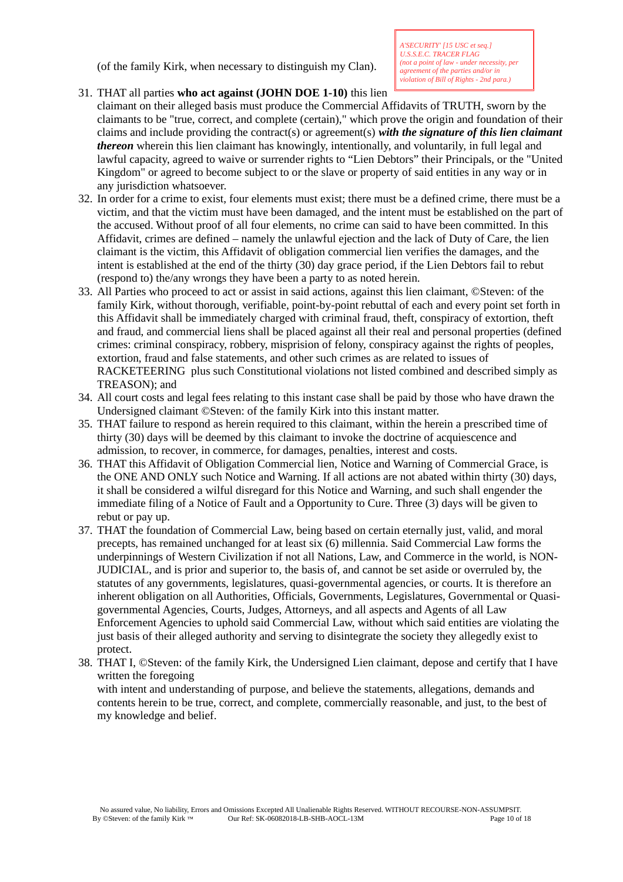(of the family Kirk, when necessary to distinguish my Clan).

*A'SECURITY' [15 USC et seq.] U.S.S.E.C. TRACER FLAG (not a point of law - under necessity, per agreement of the parties and/or in violation of Bill of Rights - 2nd para.)*

31. THAT all parties **who act against (JOHN DOE 1-10)** this lien claimant on their alleged basis must produce the Commercial Affidavits of TRUTH, sworn by the claimants to be "true, correct, and complete (certain)," which prove the origin and foundation of their claims and include providing the contract(s) or agreement(s) ***with the signature of this lien claimant thereon*** wherein this lien claimant has knowingly, intentionally, and voluntarily, in full legal and lawful capacity, agreed to waive or surrender rights to "Lien Debtors" their Principals, or the "United Kingdom" or agreed to become subject to or the slave or property of said entities in any way or in any jurisdiction whatsoever.
32. In order for a crime to exist, four elements must exist; there must be a defined crime, there must be a victim, and that the victim must have been damaged, and the intent must be established on the part of the accused. Without proof of all four elements, no crime can said to have been committed. In this Affidavit, crimes are defined – namely the unlawful ejection and the lack of Duty of Care, the lien claimant is the victim, this Affidavit of obligation commercial lien verifies the damages, and the intent is established at the end of the thirty (30) day grace period, if the Lien Debtors fail to rebut (respond to) the/any wrongs they have been a party to as noted herein.
33. All Parties who proceed to act or assist in said actions, against this lien claimant, ©Steven: of the family Kirk, without thorough, verifiable, point-by-point rebuttal of each and every point set forth in this Affidavit shall be immediately charged with criminal fraud, theft, conspiracy of extortion, theft and fraud, and commercial liens shall be placed against all their real and personal properties (defined crimes: criminal conspiracy, robbery, misprision of felony, conspiracy against the rights of peoples, extortion, fraud and false statements, and other such crimes as are related to issues of RACKETEERING plus such Constitutional violations not listed combined and described simply as TREASON); and
34. All court costs and legal fees relating to this instant case shall be paid by those who have drawn the Undersigned claimant ©Steven: of the family Kirk into this instant matter.
35. THAT failure to respond as herein required to this claimant, within the herein a prescribed time of thirty (30) days will be deemed by this claimant to invoke the doctrine of acquiescence and admission, to recover, in commerce, for damages, penalties, interest and costs.
36. THAT this Affidavit of Obligation Commercial lien, Notice and Warning of Commercial Grace, is the ONE AND ONLY such Notice and Warning. If all actions are not abated within thirty (30) days, it shall be considered a wilful disregard for this Notice and Warning, and such shall engender the immediate filing of a Notice of Fault and a Opportunity to Cure. Three (3) days will be given to rebut or pay up.
37. THAT the foundation of Commercial Law, being based on certain eternally just, valid, and moral precepts, has remained unchanged for at least six (6) millennia. Said Commercial Law forms the underpinnings of Western Civilization if not all Nations, Law, and Commerce in the world, is NON-JUDICIAL, and is prior and superior to, the basis of, and cannot be set aside or overruled by, the statutes of any governments, legislatures, quasi-governmental agencies, or courts. It is therefore an inherent obligation on all Authorities, Officials, Governments, Legislatures, Governmental or Quasi-governmental Agencies, Courts, Judges, Attorneys, and all aspects and Agents of all Law Enforcement Agencies to uphold said Commercial Law, without which said entities are violating the just basis of their alleged authority and serving to disintegrate the society they allegedly exist to protect.
38. THAT I, ©Steven: of the family Kirk, the Undersigned Lien claimant, depose and certify that I have written the foregoing
with intent and understanding of purpose, and believe the statements, allegations, demands and contents herein to be true, correct, and complete, commercially reasonable, and just, to the best of my knowledge and belief.

No assured value, No liability, Errors and Omissions Excepted All Unalienable Rights Reserved. WITHOUT RECOURSE-NON-ASSUMPSIT.
By ©Steven: of the family Kirk ™ Our Ref: SK-06082018-LB-SHB-AOCL-13M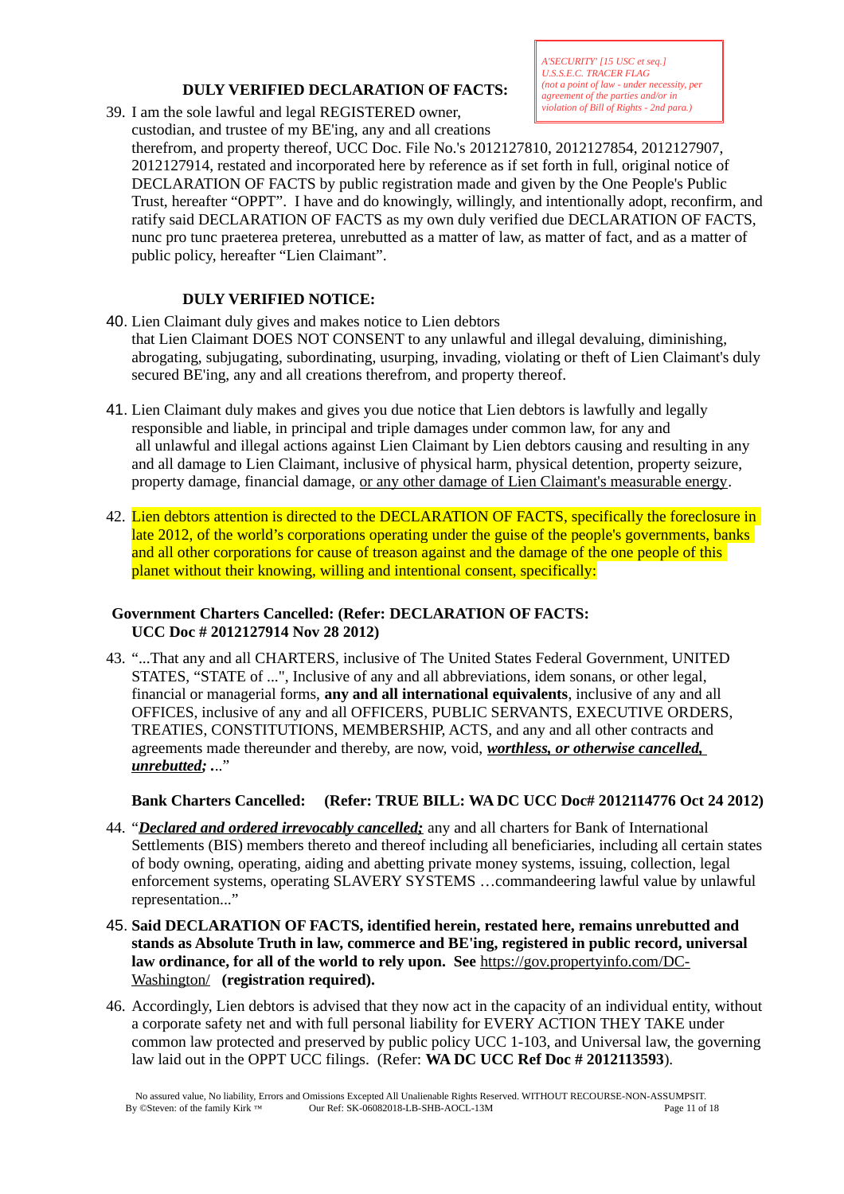> *A'SECURITY' [15 USC et seq.]*
> *U.S.S.E.C. TRACER FLAG*
> *(not a point of law - under necessity, per agreement of the parties and/or in violation of Bill of Rights - 2nd para.)*

### DULY VERIFIED DECLARATION OF FACTS:

39. I am the sole lawful and legal REGISTERED owner, custodian, and trustee of my BE'ing, any and all creations therefrom, and property thereof, UCC Doc. File No.'s 2012127810, 2012127854, 2012127907, 2012127914, restated and incorporated here by reference as if set forth in full, original notice of DECLARATION OF FACTS by public registration made and given by the One People's Public Trust, hereafter "OPPT". I have and do knowingly, willingly, and intentionally adopt, reconfirm, and ratify said DECLARATION OF FACTS as my own duly verified due DECLARATION OF FACTS, nunc pro tunc praeterea preterea, unrebutted as a matter of law, as matter of fact, and as a matter of public policy, hereafter "Lien Claimant".

### DULY VERIFIED NOTICE:

40. Lien Claimant duly gives and makes notice to Lien debtors that Lien Claimant DOES NOT CONSENT to any unlawful and illegal devaluing, diminishing, abrogating, subjugating, subordinating, usurping, invading, violating or theft of Lien Claimant's duly secured BE'ing, any and all creations therefrom, and property thereof.

41. Lien Claimant duly makes and gives you due notice that Lien debtors is lawfully and legally responsible and liable, in principal and triple damages under common law, for any and all unlawful and illegal actions against Lien Claimant by Lien debtors causing and resulting in any and all damage to Lien Claimant, inclusive of physical harm, physical detention, property seizure, property damage, financial damage, <u>or any other damage of Lien Claimant's measurable energy</u>.

42. Lien debtors attention is directed to the DECLARATION OF FACTS, specifically the foreclosure in late 2012, of the world's corporations operating under the guise of the people's governments, banks and all other corporations for cause of treason against and the damage of the one people of this planet without their knowing, willing and intentional consent, specifically:

**Government Charters Cancelled: (Refer: DECLARATION OF FACTS: UCC Doc # 2012127914 Nov 28 2012)**

43. "...That any and all CHARTERS, inclusive of The United States Federal Government, UNITED STATES, "STATE of ...", Inclusive of any and all abbreviations, idem sonans, or other legal, financial or managerial forms, **any and all international equivalents**, inclusive of any and all OFFICES, inclusive of any and all OFFICERS, PUBLIC SERVANTS, EXECUTIVE ORDERS, TREATIES, CONSTITUTIONS, MEMBERSHIP, ACTS, and any and all other contracts and agreements made thereunder and thereby, are now, void, ***<u>worthless, or otherwise cancelled, unrebutted;</u>*** ..."

**Bank Charters Cancelled: (Refer: TRUE BILL: WA DC UCC Doc# 2012114776 Oct 24 2012)**

44. "***<u>Declared and ordered irrevocably cancelled;</u>*** any and all charters for Bank of International Settlements (BIS) members thereto and thereof including all beneficiaries, including all certain states of body owning, operating, aiding and abetting private money systems, issuing, collection, legal enforcement systems, operating SLAVERY SYSTEMS …commandeering lawful value by unlawful representation..."

45. **Said DECLARATION OF FACTS, identified herein, restated here, remains unrebutted and stands as Absolute Truth in law, commerce and BE'ing, registered in public record, universal law ordinance, for all of the world to rely upon. See** <u>https://gov.propertyinfo.com/DC-Washington/</u> **(registration required).**

46. Accordingly, Lien debtors is advised that they now act in the capacity of an individual entity, without a corporate safety net and with full personal liability for EVERY ACTION THEY TAKE under common law protected and preserved by public policy UCC 1-103, and Universal law, the governing law laid out in the OPPT UCC filings. (Refer: **WA DC UCC Ref Doc # 2012113593**).

No assured value, No liability, Errors and Omissions Excepted All Unalienable Rights Reserved. WITHOUT RECOURSE-NON-ASSUMPSIT.
By ©Steven: of the family Kirk ™ Our Ref: SK-06082018-LB-SHB-AOCL-13M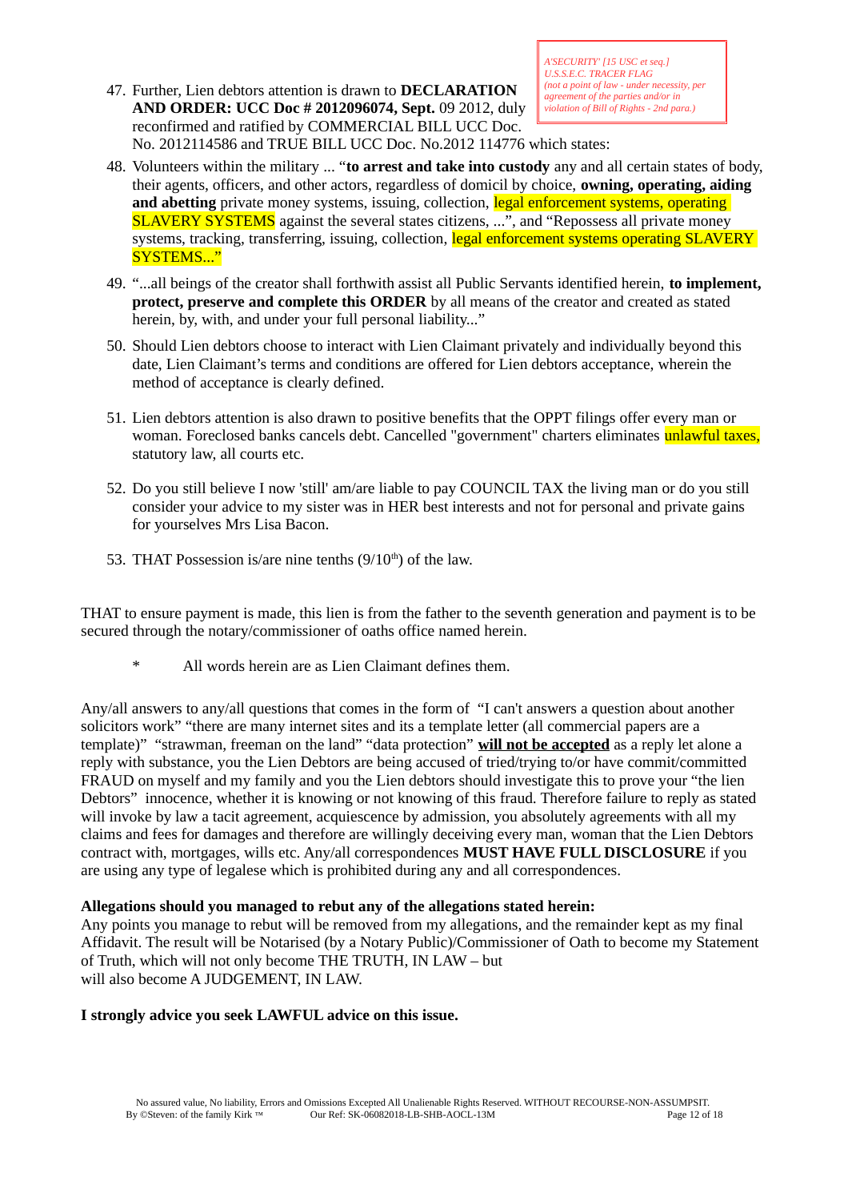A'SECURITY' [15 USC et seq.]
U.S.S.E.C. TRACER FLAG
(not a point of law - under necessity, per agreement of the parties and/or in violation of Bill of Rights - 2nd para.)

47. Further, Lien debtors attention is drawn to **DECLARATION AND ORDER: UCC Doc # 2012096074, Sept.** 09 2012, duly reconfirmed and ratified by COMMERCIAL BILL UCC Doc. No. 2012114586 and TRUE BILL UCC Doc. No.2012 114776 which states:

48. Volunteers within the military ... "**to arrest and take into custody** any and all certain states of body, their agents, officers, and other actors, regardless of domicil by choice, **owning, operating, aiding and abetting** private money systems, issuing, collection, legal enforcement systems, operating SLAVERY SYSTEMS against the several states citizens, ...", and "Repossess all private money systems, tracking, transferring, issuing, collection, legal enforcement systems operating SLAVERY SYSTEMS..."

49. "...all beings of the creator shall forthwith assist all Public Servants identified herein, **to implement, protect, preserve and complete this ORDER** by all means of the creator and created as stated herein, by, with, and under your full personal liability..."

50. Should Lien debtors choose to interact with Lien Claimant privately and individually beyond this date, Lien Claimant's terms and conditions are offered for Lien debtors acceptance, wherein the method of acceptance is clearly defined.

51. Lien debtors attention is also drawn to positive benefits that the OPPT filings offer every man or woman. Foreclosed banks cancels debt. Cancelled "government" charters eliminates unlawful taxes, statutory law, all courts etc.

52. Do you still believe I now 'still' am/are liable to pay COUNCIL TAX the living man or do you still consider your advice to my sister was in HER best interests and not for personal and private gains for yourselves Mrs Lisa Bacon.

53. THAT Possession is/are nine tenths (9/10[th]) of the law.

THAT to ensure payment is made, this lien is from the father to the seventh generation and payment is to be secured through the notary/commissioner of oaths office named herein.

\* All words herein are as Lien Claimant defines them.

Any/all answers to any/all questions that comes in the form of "I can't answers a question about another solicitors work" "there are many internet sites and its a template letter (all commercial papers are a template)" "strawman, freeman on the land" "data protection" **<u>will not be accepted</u>** as a reply let alone a reply with substance, you the Lien Debtors are being accused of tried/trying to/or have commit/committed FRAUD on myself and my family and you the Lien debtors should investigate this to prove your "the lien Debtors" innocence, whether it is knowing or not knowing of this fraud. Therefore failure to reply as stated will invoke by law a tacit agreement, acquiescence by admission, you absolutely agreements with all my claims and fees for damages and therefore are willingly deceiving every man, woman that the Lien Debtors contract with, mortgages, wills etc. Any/all correspondences **MUST HAVE FULL DISCLOSURE** if you are using any type of legalese which is prohibited during any and all correspondences.

**Allegations should you managed to rebut any of the allegations stated herein:**
Any points you manage to rebut will be removed from my allegations, and the remainder kept as my final Affidavit. The result will be Notarised (by a Notary Public)/Commissioner of Oath to become my Statement of Truth, which will not only become THE TRUTH, IN LAW – but
will also become A JUDGEMENT, IN LAW.

**I strongly advice you seek LAWFUL advice on this issue.**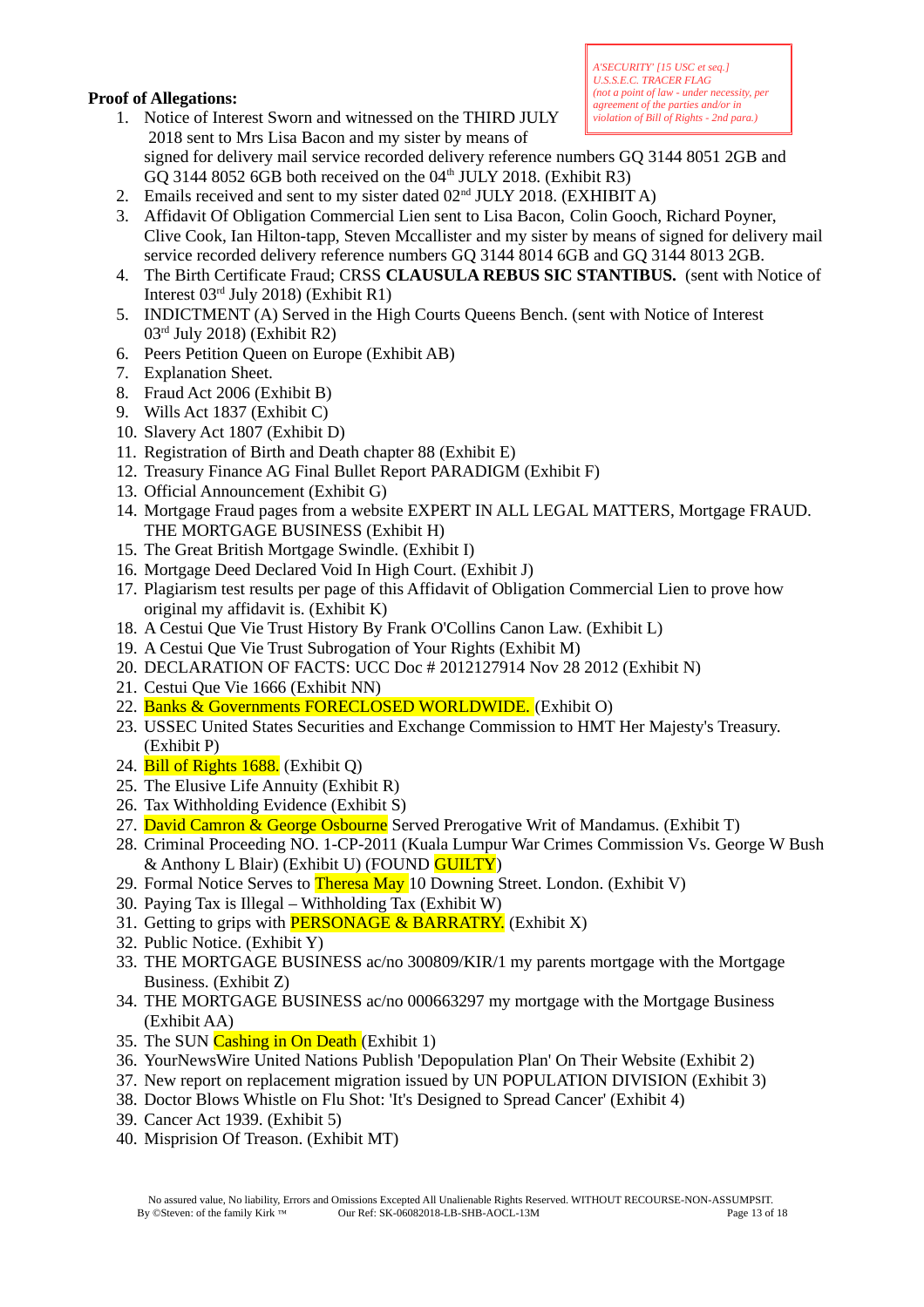*A'SECURITY' [15 USC et seq.]*
*U.S.S.E.C. TRACER FLAG*
*(not a point of law - under necessity, per agreement of the parties and/or in violation of Bill of Rights - 2nd para.)*

**Proof of Allegations:**

1. Notice of Interest Sworn and witnessed on the THIRD JULY 2018 sent to Mrs Lisa Bacon and my sister by means of signed for delivery mail service recorded delivery reference numbers GQ 3144 8051 2GB and GQ 3144 8052 6GB both received on the 04th JULY 2018. (Exhibit R3)
2. Emails received and sent to my sister dated 02nd JULY 2018. (EXHIBIT A)
3. Affidavit Of Obligation Commercial Lien sent to Lisa Bacon, Colin Gooch, Richard Poyner, Clive Cook, Ian Hilton-tapp, Steven Mccallister and my sister by means of signed for delivery mail service recorded delivery reference numbers GQ 3144 8014 6GB and GQ 3144 8013 2GB.
4. The Birth Certificate Fraud; CRSS **CLAUSULA REBUS SIC STANTIBUS.** (sent with Notice of Interest 03rd July 2018) (Exhibit R1)
5. INDICTMENT (A) Served in the High Courts Queens Bench. (sent with Notice of Interest 03rd July 2018) (Exhibit R2)
6. Peers Petition Queen on Europe (Exhibit AB)
7. Explanation Sheet.
8. Fraud Act 2006 (Exhibit B)
9. Wills Act 1837 (Exhibit C)
10. Slavery Act 1807 (Exhibit D)
11. Registration of Birth and Death chapter 88 (Exhibit E)
12. Treasury Finance AG Final Bullet Report PARADIGM (Exhibit F)
13. Official Announcement (Exhibit G)
14. Mortgage Fraud pages from a website EXPERT IN ALL LEGAL MATTERS, Mortgage FRAUD. THE MORTGAGE BUSINESS (Exhibit H)
15. The Great British Mortgage Swindle. (Exhibit I)
16. Mortgage Deed Declared Void In High Court. (Exhibit J)
17. Plagiarism test results per page of this Affidavit of Obligation Commercial Lien to prove how original my affidavit is. (Exhibit K)
18. A Cestui Que Vie Trust History By Frank O'Collins Canon Law. (Exhibit L)
19. A Cestui Que Vie Trust Subrogation of Your Rights (Exhibit M)
20. DECLARATION OF FACTS: UCC Doc # 2012127914 Nov 28 2012 (Exhibit N)
21. Cestui Que Vie 1666 (Exhibit NN)
22. Banks & Governments FORECLOSED WORLDWIDE. (Exhibit O)
23. USSEC United States Securities and Exchange Commission to HMT Her Majesty's Treasury. (Exhibit P)
24. Bill of Rights 1688. (Exhibit Q)
25. The Elusive Life Annuity (Exhibit R)
26. Tax Withholding Evidence (Exhibit S)
27. David Camron & George Osbourne Served Prerogative Writ of Mandamus. (Exhibit T)
28. Criminal Proceeding NO. 1-CP-2011 (Kuala Lumpur War Crimes Commission Vs. George W Bush & Anthony L Blair) (Exhibit U) (FOUND GUILTY)
29. Formal Notice Serves to Theresa May 10 Downing Street. London. (Exhibit V)
30. Paying Tax is Illegal – Withholding Tax (Exhibit W)
31. Getting to grips with PERSONAGE & BARRATRY. (Exhibit X)
32. Public Notice. (Exhibit Y)
33. THE MORTGAGE BUSINESS ac/no 300809/KIR/1 my parents mortgage with the Mortgage Business. (Exhibit Z)
34. THE MORTGAGE BUSINESS ac/no 000663297 my mortgage with the Mortgage Business (Exhibit AA)
35. The SUN Cashing in On Death (Exhibit 1)
36. YourNewsWire United Nations Publish 'Depopulation Plan' On Their Website (Exhibit 2)
37. New report on replacement migration issued by UN POPULATION DIVISION (Exhibit 3)
38. Doctor Blows Whistle on Flu Shot: 'It's Designed to Spread Cancer' (Exhibit 4)
39. Cancer Act 1939. (Exhibit 5)
40. Misprision Of Treason. (Exhibit MT)

No assured value, No liability, Errors and Omissions Excepted All Unalienable Rights Reserved. WITHOUT RECOURSE-NON-ASSUMPSIT.
By ©Steven: of the family Kirk ™ Our Ref: SK-06082018-LB-SHB-AOCL-13M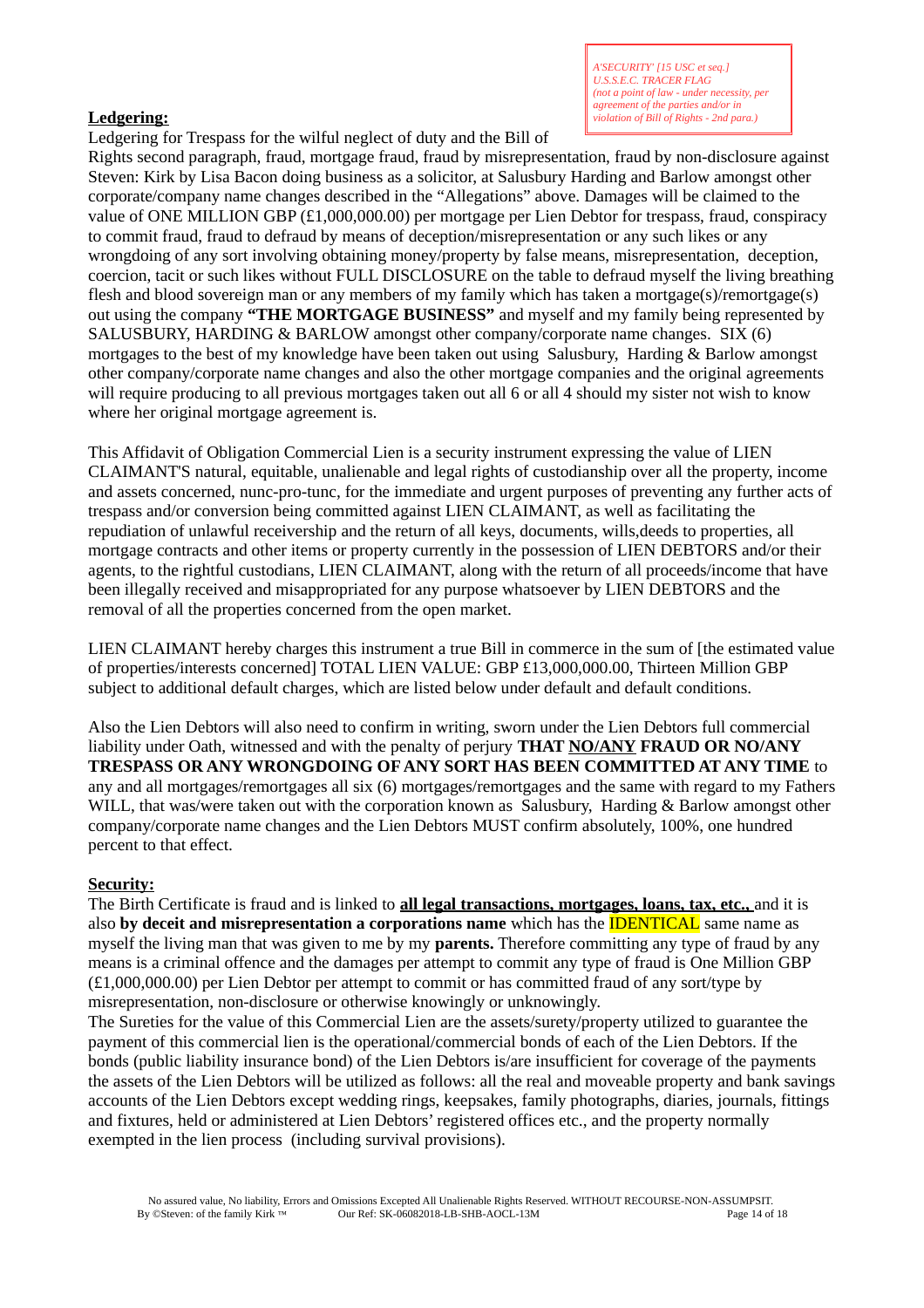*A'SECURITY' [15 USC et seq.]*
*U.S.S.E.C. TRACER FLAG*
*(not a point of law - under necessity, per agreement of the parties and/or in violation of Bill of Rights - 2nd para.)*

**Ledgering:**

Ledgering for Trespass for the wilful neglect of duty and the Bill of Rights second paragraph, fraud, mortgage fraud, fraud by misrepresentation, fraud by non-disclosure against Steven: Kirk by Lisa Bacon doing business as a solicitor, at Salusbury Harding and Barlow amongst other corporate/company name changes described in the "Allegations" above. Damages will be claimed to the value of ONE MILLION GBP (£1,000,000.00) per mortgage per Lien Debtor for trespass, fraud, conspiracy to commit fraud, fraud to defraud by means of deception/misrepresentation or any such likes or any wrongdoing of any sort involving obtaining money/property by false means, misrepresentation, deception, coercion, tacit or such likes without FULL DISCLOSURE on the table to defraud myself the living breathing flesh and blood sovereign man or any members of my family which has taken a mortgage(s)/remortgage(s) out using the company **"THE MORTGAGE BUSINESS"** and myself and my family being represented by SALUSBURY, HARDING & BARLOW amongst other company/corporate name changes. SIX (6) mortgages to the best of my knowledge have been taken out using Salusbury, Harding & Barlow amongst other company/corporate name changes and also the other mortgage companies and the original agreements will require producing to all previous mortgages taken out all 6 or all 4 should my sister not wish to know where her original mortgage agreement is.

This Affidavit of Obligation Commercial Lien is a security instrument expressing the value of LIEN CLAIMANT'S natural, equitable, unalienable and legal rights of custodianship over all the property, income and assets concerned, nunc-pro-tunc, for the immediate and urgent purposes of preventing any further acts of trespass and/or conversion being committed against LIEN CLAIMANT, as well as facilitating the repudiation of unlawful receivership and the return of all keys, documents, wills,deeds to properties, all mortgage contracts and other items or property currently in the possession of LIEN DEBTORS and/or their agents, to the rightful custodians, LIEN CLAIMANT, along with the return of all proceeds/income that have been illegally received and misappropriated for any purpose whatsoever by LIEN DEBTORS and the removal of all the properties concerned from the open market.

LIEN CLAIMANT hereby charges this instrument a true Bill in commerce in the sum of [the estimated value of properties/interests concerned] TOTAL LIEN VALUE: GBP £13,000,000.00, Thirteen Million GBP subject to additional default charges, which are listed below under default and default conditions.

Also the Lien Debtors will also need to confirm in writing, sworn under the Lien Debtors full commercial liability under Oath, witnessed and with the penalty of perjury **THAT NO/ANY FRAUD OR NO/ANY TRESPASS OR ANY WRONGDOING OF ANY SORT HAS BEEN COMMITTED AT ANY TIME** to any and all mortgages/remortgages all six (6) mortgages/remortgages and the same with regard to my Fathers WILL, that was/were taken out with the corporation known as Salusbury, Harding & Barlow amongst other company/corporate name changes and the Lien Debtors MUST confirm absolutely, 100%, one hundred percent to that effect.

**Security:**

The Birth Certificate is fraud and is linked to **all legal transactions, mortgages, loans, tax, etc.,** and it is also **by deceit and misrepresentation a corporations name** which has the IDENTICAL same name as myself the living man that was given to me by my **parents.** Therefore committing any type of fraud by any means is a criminal offence and the damages per attempt to commit any type of fraud is One Million GBP (£1,000,000.00) per Lien Debtor per attempt to commit or has committed fraud of any sort/type by misrepresentation, non-disclosure or otherwise knowingly or unknowingly.

The Sureties for the value of this Commercial Lien are the assets/surety/property utilized to guarantee the payment of this commercial lien is the operational/commercial bonds of each of the Lien Debtors. If the bonds (public liability insurance bond) of the Lien Debtors is/are insufficient for coverage of the payments the assets of the Lien Debtors will be utilized as follows: all the real and moveable property and bank savings accounts of the Lien Debtors except wedding rings, keepsakes, family photographs, diaries, journals, fittings and fixtures, held or administered at Lien Debtors' registered offices etc., and the property normally exempted in the lien process (including survival provisions).

No assured value, No liability, Errors and Omissions Excepted All Unalienable Rights Reserved. WITHOUT RECOURSE-NON-ASSUMPSIT.
By ©Steven: of the family Kirk ™ Our Ref: SK-06082018-LB-SHB-AOCL-13M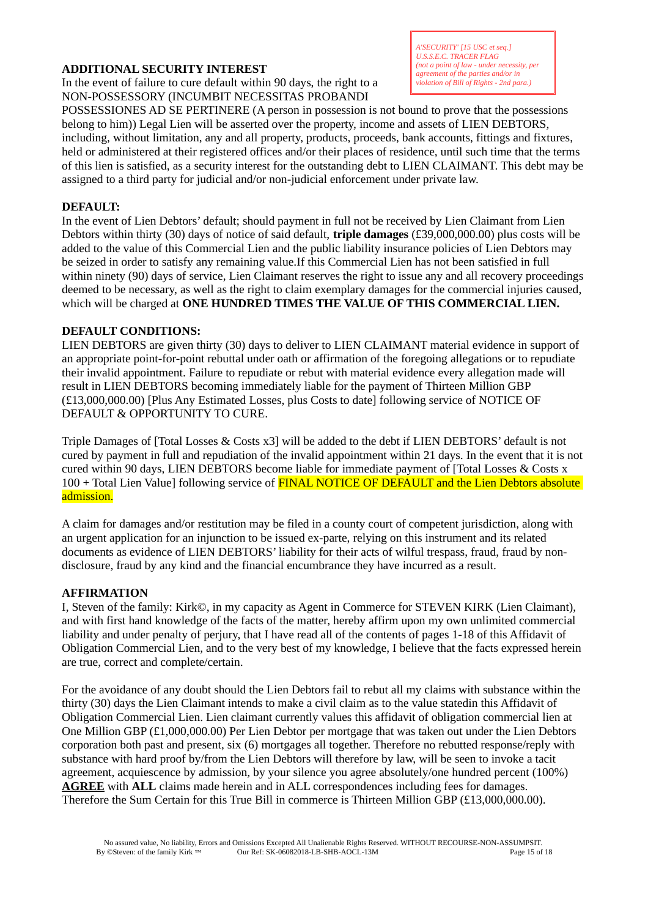*A'SECURITY' [15 USC et seq.]*
*U.S.S.E.C. TRACER FLAG*
*(not a point of law - under necessity, per agreement of the parties and/or in violation of Bill of Rights - 2nd para.)*

**ADDITIONAL SECURITY INTEREST**

In the event of failure to cure default within 90 days, the right to a NON-POSSESSORY (INCUMBIT NECESSITAS PROBANDI POSSESSIONES AD SE PERTINERE (A person in possession is not bound to prove that the possessions belong to him)) Legal Lien will be asserted over the property, income and assets of LIEN DEBTORS, including, without limitation, any and all property, products, proceeds, bank accounts, fittings and fixtures, held or administered at their registered offices and/or their places of residence, until such time that the terms of this lien is satisfied, as a security interest for the outstanding debt to LIEN CLAIMANT. This debt may be assigned to a third party for judicial and/or non-judicial enforcement under private law.

**DEFAULT:**

In the event of Lien Debtors' default; should payment in full not be received by Lien Claimant from Lien Debtors within thirty (30) days of notice of said default, **triple damages** (£39,000,000.00) plus costs will be added to the value of this Commercial Lien and the public liability insurance policies of Lien Debtors may be seized in order to satisfy any remaining value.If this Commercial Lien has not been satisfied in full within ninety (90) days of service, Lien Claimant reserves the right to issue any and all recovery proceedings deemed to be necessary, as well as the right to claim exemplary damages for the commercial injuries caused, which will be charged at **ONE HUNDRED TIMES THE VALUE OF THIS COMMERCIAL LIEN.**

**DEFAULT CONDITIONS:**

LIEN DEBTORS are given thirty (30) days to deliver to LIEN CLAIMANT material evidence in support of an appropriate point-for-point rebuttal under oath or affirmation of the foregoing allegations or to repudiate their invalid appointment. Failure to repudiate or rebut with material evidence every allegation made will result in LIEN DEBTORS becoming immediately liable for the payment of Thirteen Million GBP (£13,000,000.00) [Plus Any Estimated Losses, plus Costs to date] following service of NOTICE OF DEFAULT & OPPORTUNITY TO CURE.

Triple Damages of [Total Losses & Costs x3] will be added to the debt if LIEN DEBTORS' default is not cured by payment in full and repudiation of the invalid appointment within 21 days. In the event that it is not cured within 90 days, LIEN DEBTORS become liable for immediate payment of [Total Losses & Costs x 100 + Total Lien Value] following service of FINAL NOTICE OF DEFAULT and the Lien Debtors absolute admission.

A claim for damages and/or restitution may be filed in a county court of competent jurisdiction, along with an urgent application for an injunction to be issued ex-parte, relying on this instrument and its related documents as evidence of LIEN DEBTORS' liability for their acts of wilful trespass, fraud, fraud by non-disclosure, fraud by any kind and the financial encumbrance they have incurred as a result.

**AFFIRMATION**

I, Steven of the family: Kirk©, in my capacity as Agent in Commerce for STEVEN KIRK (Lien Claimant), and with first hand knowledge of the facts of the matter, hereby affirm upon my own unlimited commercial liability and under penalty of perjury, that I have read all of the contents of pages 1-18 of this Affidavit of Obligation Commercial Lien, and to the very best of my knowledge, I believe that the facts expressed herein are true, correct and complete/certain.

For the avoidance of any doubt should the Lien Debtors fail to rebut all my claims with substance within the thirty (30) days the Lien Claimant intends to make a civil claim as to the value statedin this Affidavit of Obligation Commercial Lien. Lien claimant currently values this affidavit of obligation commercial lien at One Million GBP (£1,000,000.00) Per Lien Debtor per mortgage that was taken out under the Lien Debtors corporation both past and present, six (6) mortgages all together. Therefore no rebutted response/reply with substance with hard proof by/from the Lien Debtors will therefore by law, will be seen to invoke a tacit agreement, acquiescence by admission, by your silence you agree absolutely/one hundred percent (100%) **AGREE** with **ALL** claims made herein and in ALL correspondences including fees for damages. Therefore the Sum Certain for this True Bill in commerce is Thirteen Million GBP (£13,000,000.00).

No assured value, No liability, Errors and Omissions Excepted All Unalienable Rights Reserved. WITHOUT RECOURSE-NON-ASSUMPSIT.
By ©Steven: of the family Kirk ™ Our Ref: SK-06082018-LB-SHB-AOCL-13M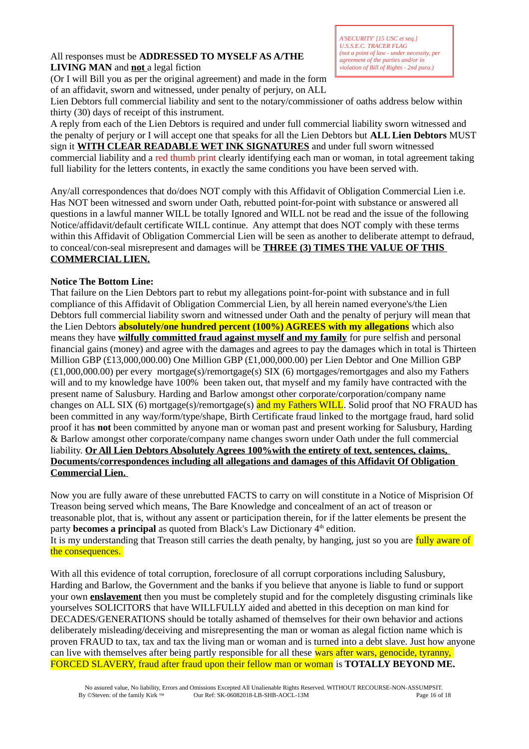*A'SECURITY' [15 USC et seq.]*
*U.S.S.E.C. TRACER FLAG*
*(not a point of law - under necessity, per agreement of the parties and/or in violation of Bill of Rights - 2nd para.)*

All responses must be **ADDRESSED TO MYSELF AS A/THE LIVING MAN** and **not** a legal fiction (Or I will Bill you as per the original agreement) and made in the form of an affidavit, sworn and witnessed, under penalty of perjury, on ALL Lien Debtors full commercial liability and sent to the notary/commissioner of oaths address below within thirty (30) days of receipt of this instrument.
A reply from each of the Lien Debtors is required and under full commercial liability sworn witnessed and the penalty of perjury or I will accept one that speaks for all the Lien Debtors but **ALL Lien Debtors** MUST sign it **WITH CLEAR READABLE WET INK SIGNATURES** and under full sworn witnessed commercial liability and a red thumb print clearly identifying each man or woman, in total agreement taking full liability for the letters contents, in exactly the same conditions you have been served with.

Any/all correspondences that do/does NOT comply with this Affidavit of Obligation Commercial Lien i.e. Has NOT been witnessed and sworn under Oath, rebutted point-for-point with substance or answered all questions in a lawful manner WILL be totally Ignored and WILL not be read and the issue of the following Notice/affidavit/default certificate WILL continue. Any attempt that does NOT comply with these terms within this Affidavit of Obligation Commercial Lien will be seen as another to deliberate attempt to defraud, to conceal/con-seal misrepresent and damages will be **THREE (3) TIMES THE VALUE OF THIS COMMERCIAL LIEN.**

**Notice The Bottom Line:**
That failure on the Lien Debtors part to rebut my allegations point-for-point with substance and in full compliance of this Affidavit of Obligation Commercial Lien, by all herein named everyone's/the Lien Debtors full commercial liability sworn and witnessed under Oath and the penalty of perjury will mean that the Lien Debtors **absolutely/one hundred percent (100%) AGREES with my allegations** which also means they have **wilfully committed fraud against myself and my family** for pure selfish and personal financial gains (money) and agree with the damages and agrees to pay the damages which in total is Thirteen Million GBP (£13,000,000.00) One Million GBP (£1,000,000.00) per Lien Debtor and One Million GBP (£1,000,000.00) per every mortgage(s)/remortgage(s) SIX (6) mortgages/remortgages and also my Fathers will and to my knowledge have 100% been taken out, that myself and my family have contracted with the present name of Salusbury. Harding and Barlow amongst other corporate/corporation/company name changes on ALL SIX (6) mortgage(s)/remortgage(s) and my Fathers WILL. Solid proof that NO FRAUD has been committed in any way/form/type/shape, Birth Certificate fraud linked to the mortgage fraud, hard solid proof it has **not** been committed by anyone man or woman past and present working for Salusbury, Harding & Barlow amongst other corporate/company name changes sworn under Oath under the full commercial liability. **Or All Lien Debtors Absolutely Agrees 100%with the entirety of text, sentences, claims, Documents/correspondences including all allegations and damages of this Affidavit Of Obligation Commercial Lien.**

Now you are fully aware of these unrebutted FACTS to carry on will constitute in a Notice of Misprision Of Treason being served which means, The Bare Knowledge and concealment of an act of treason or treasonable plot, that is, without any assent or participation therein, for if the latter elements be present the party **becomes a principal** as quoted from Black's Law Dictionary 4th edition.
It is my understanding that Treason still carries the death penalty, by hanging, just so you are fully aware of the consequences.

With all this evidence of total corruption, foreclosure of all corrupt corporations including Salusbury, Harding and Barlow, the Government and the banks if you believe that anyone is liable to fund or support your own **enslavement** then you must be completely stupid and for the completely disgusting criminals like yourselves SOLICITORS that have WILLFULLY aided and abetted in this deception on man kind for DECADES/GENERATIONS should be totally ashamed of themselves for their own behavior and actions deliberately misleading/deceiving and misrepresenting the man or woman as alegal fiction name which is proven FRAUD to tax, tax and tax the living man or woman and is turned into a debt slave. Just how anyone can live with themselves after being partly responsible for all these wars after wars, genocide, tyranny, FORCED SLAVERY, fraud after fraud upon their fellow man or woman is **TOTALLY BEYOND ME.**

No assured value, No liability, Errors and Omissions Excepted All Unalienable Rights Reserved. WITHOUT RECOURSE-NON-ASSUMPSIT.
By ©Steven: of the family Kirk ™ Our Ref: SK-06082018-LB-SHB-AOCL-13M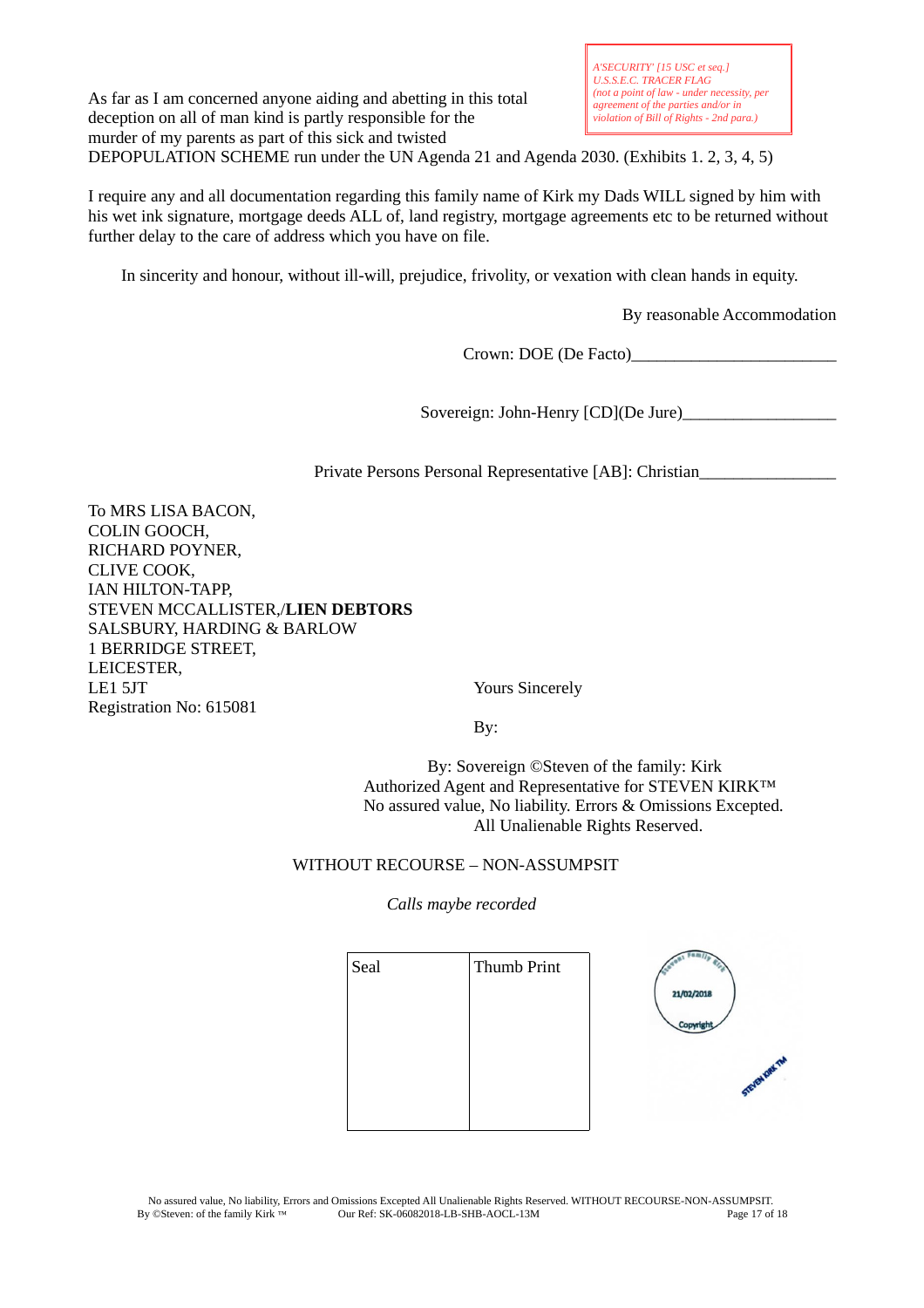*A'SECURITY' [15 USC et seq.]*
*U.S.S.E.C. TRACER FLAG*
*(not a point of law - under necessity, per agreement of the parties and/or in violation of Bill of Rights - 2nd para.)*

As far as I am concerned anyone aiding and abetting in this total deception on all of man kind is partly responsible for the murder of my parents as part of this sick and twisted DEPOPULATION SCHEME run under the UN Agenda 21 and Agenda 2030. (Exhibits 1. 2, 3, 4, 5)

I require any and all documentation regarding this family name of Kirk my Dads WILL signed by him with his wet ink signature, mortgage deeds ALL of, land registry, mortgage agreements etc to be returned without further delay to the care of address which you have on file.

In sincerity and honour, without ill-will, prejudice, frivolity, or vexation with clean hands in equity.

By reasonable Accommodation

Crown: DOE (De Facto)________________________

Sovereign: John-Henry [CD](De Jure)__________________

Private Persons Personal Representative [AB]: Christian________________

To MRS LISA BACON,
COLIN GOOCH,
RICHARD POYNER,
CLIVE COOK,
IAN HILTON-TAPP,
STEVEN MCCALLISTER,/**LIEN DEBTORS**
SALSBURY, HARDING & BARLOW
1 BERRIDGE STREET,
LEICESTER,
LE1 5JT
Registration No: 615081

Yours Sincerely

By:

By: Sovereign ©Steven of the family: Kirk
Authorized Agent and Representative for STEVEN KIRK™
No assured value, No liability. Errors & Omissions Excepted.
All Unalienable Rights Reserved.

WITHOUT RECOURSE – NON-ASSUMPSIT

*Calls maybe recorded*

| Seal | Thumb Print |
|---|---|
| | |

Steven Family Kirk
21/02/2018
Copyright

STEVEN KIRK TM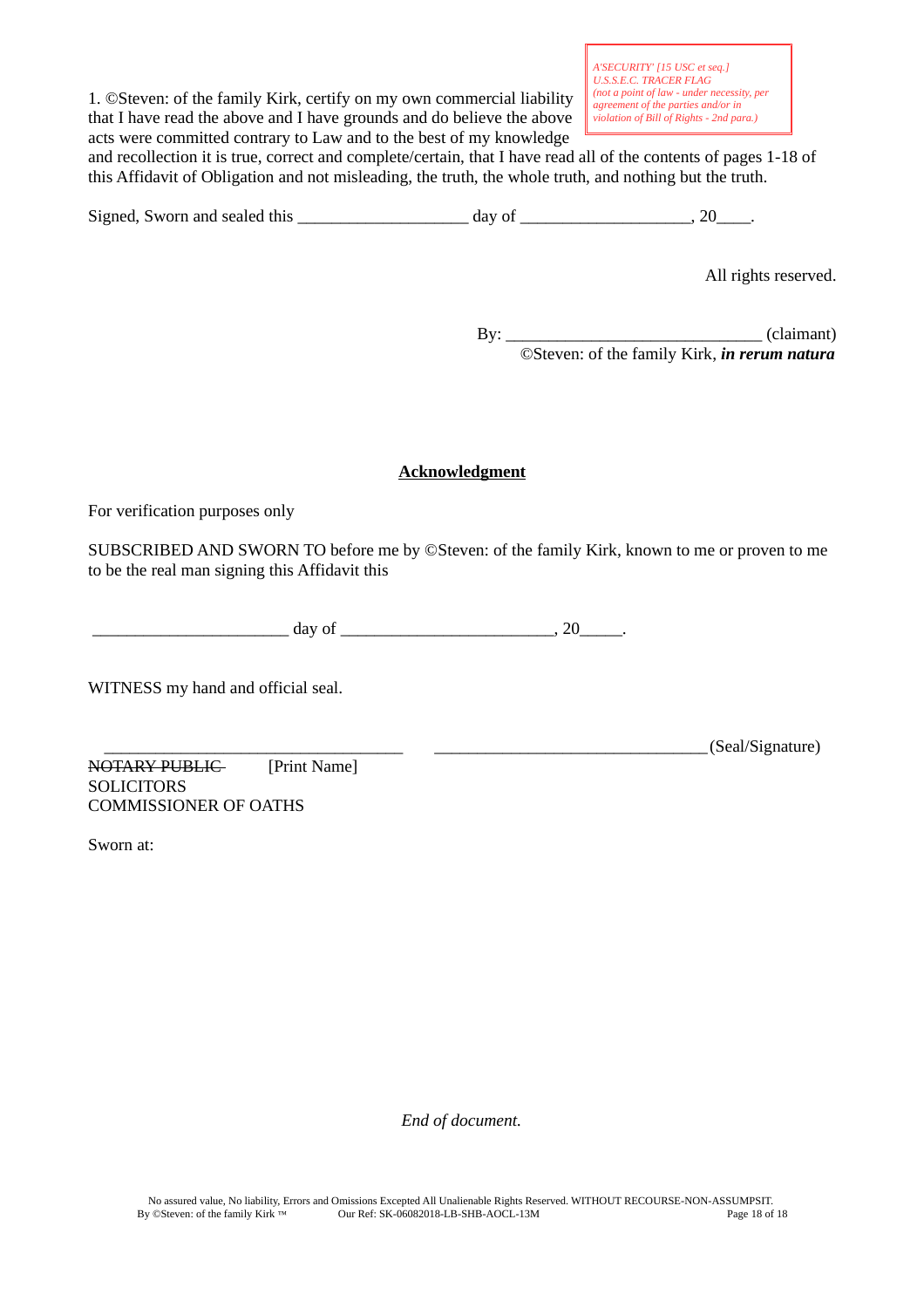A'SECURITY' [15 USC et seq.]
U.S.S.E.C. TRACER FLAG
(not a point of law - under necessity, per agreement of the parties and/or in violation of Bill of Rights - 2nd para.)

1. ©Steven: of the family Kirk, certify on my own commercial liability that I have read the above and I have grounds and do believe the above acts were committed contrary to Law and to the best of my knowledge and recollection it is true, correct and complete/certain, that I have read all of the contents of pages 1-18 of this Affidavit of Obligation and not misleading, the truth, the whole truth, and nothing but the truth.

Signed, Sworn and sealed this ____________________ day of ____________________, 20____.

All rights reserved.

By: ______________________________ (claimant)
©Steven: of the family Kirk, ***in rerum natura***

## Acknowledgment

For verification purposes only

SUBSCRIBED AND SWORN TO before me by ©Steven: of the family Kirk, known to me or proven to me to be the real man signing this Affidavit this

_______________________ day of _________________________, 20_____.

WITNESS my hand and official seal.

___________________________________ ________________________________(Seal/Signature)

~~NOTARY PUBLIC~~ [Print Name]
SOLICITORS
COMMISSIONER OF OATHS

Sworn at:

*End of document.*

No assured value, No liability, Errors and Omissions Excepted All Unalienable Rights Reserved. WITHOUT RECOURSE-NON-ASSUMPSIT.
By ©Steven: of the family Kirk ™ Our Ref: SK-06082018-LB-SHB-AOCL-13M